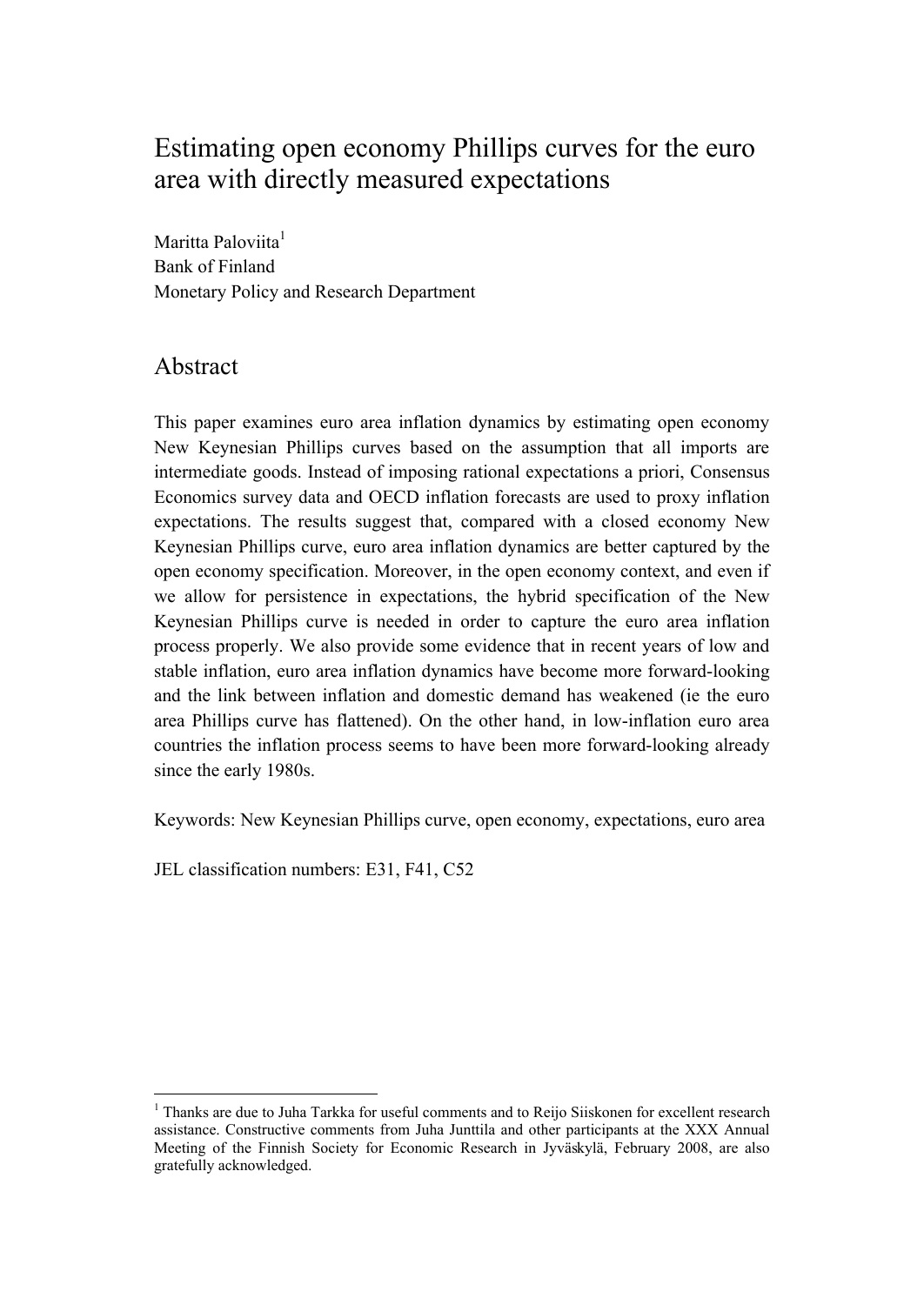# Estimating open economy Phillips curves for the euro area with directly measured expectations

Maritta Paloviita[1]
Bank of Finland
Monetary Policy and Research Department

## Abstract

This paper examines euro area inflation dynamics by estimating open economy New Keynesian Phillips curves based on the assumption that all imports are intermediate goods. Instead of imposing rational expectations a priori, Consensus Economics survey data and OECD inflation forecasts are used to proxy inflation expectations. The results suggest that, compared with a closed economy New Keynesian Phillips curve, euro area inflation dynamics are better captured by the open economy specification. Moreover, in the open economy context, and even if we allow for persistence in expectations, the hybrid specification of the New Keynesian Phillips curve is needed in order to capture the euro area inflation process properly. We also provide some evidence that in recent years of low and stable inflation, euro area inflation dynamics have become more forward-looking and the link between inflation and domestic demand has weakened (ie the euro area Phillips curve has flattened). On the other hand, in low-inflation euro area countries the inflation process seems to have been more forward-looking already since the early 1980s.

Keywords: New Keynesian Phillips curve, open economy, expectations, euro area

JEL classification numbers: E31, F41, C52

[1] Thanks are due to Juha Tarkka for useful comments and to Reijo Siiskonen for excellent research assistance. Constructive comments from Juha Junttila and other participants at the XXX Annual Meeting of the Finnish Society for Economic Research in Jyväskylä, February 2008, are also gratefully acknowledged.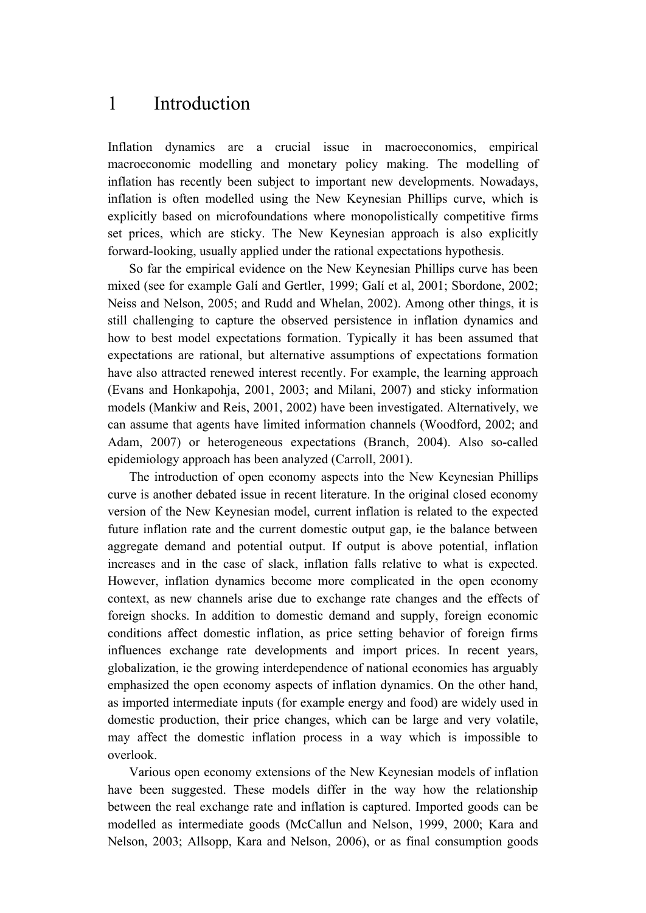# 1 Introduction

Inflation dynamics are a crucial issue in macroeconomics, empirical macroeconomic modelling and monetary policy making. The modelling of inflation has recently been subject to important new developments. Nowadays, inflation is often modelled using the New Keynesian Phillips curve, which is explicitly based on microfoundations where monopolistically competitive firms set prices, which are sticky. The New Keynesian approach is also explicitly forward-looking, usually applied under the rational expectations hypothesis.

So far the empirical evidence on the New Keynesian Phillips curve has been mixed (see for example Galí and Gertler, 1999; Galí et al, 2001; Sbordone, 2002; Neiss and Nelson, 2005; and Rudd and Whelan, 2002). Among other things, it is still challenging to capture the observed persistence in inflation dynamics and how to best model expectations formation. Typically it has been assumed that expectations are rational, but alternative assumptions of expectations formation have also attracted renewed interest recently. For example, the learning approach (Evans and Honkapohja, 2001, 2003; and Milani, 2007) and sticky information models (Mankiw and Reis, 2001, 2002) have been investigated. Alternatively, we can assume that agents have limited information channels (Woodford, 2002; and Adam, 2007) or heterogeneous expectations (Branch, 2004). Also so-called epidemiology approach has been analyzed (Carroll, 2001).

The introduction of open economy aspects into the New Keynesian Phillips curve is another debated issue in recent literature. In the original closed economy version of the New Keynesian model, current inflation is related to the expected future inflation rate and the current domestic output gap, ie the balance between aggregate demand and potential output. If output is above potential, inflation increases and in the case of slack, inflation falls relative to what is expected. However, inflation dynamics become more complicated in the open economy context, as new channels arise due to exchange rate changes and the effects of foreign shocks. In addition to domestic demand and supply, foreign economic conditions affect domestic inflation, as price setting behavior of foreign firms influences exchange rate developments and import prices. In recent years, globalization, ie the growing interdependence of national economies has arguably emphasized the open economy aspects of inflation dynamics. On the other hand, as imported intermediate inputs (for example energy and food) are widely used in domestic production, their price changes, which can be large and very volatile, may affect the domestic inflation process in a way which is impossible to overlook.

Various open economy extensions of the New Keynesian models of inflation have been suggested. These models differ in the way how the relationship between the real exchange rate and inflation is captured. Imported goods can be modelled as intermediate goods (McCallun and Nelson, 1999, 2000; Kara and Nelson, 2003; Allsopp, Kara and Nelson, 2006), or as final consumption goods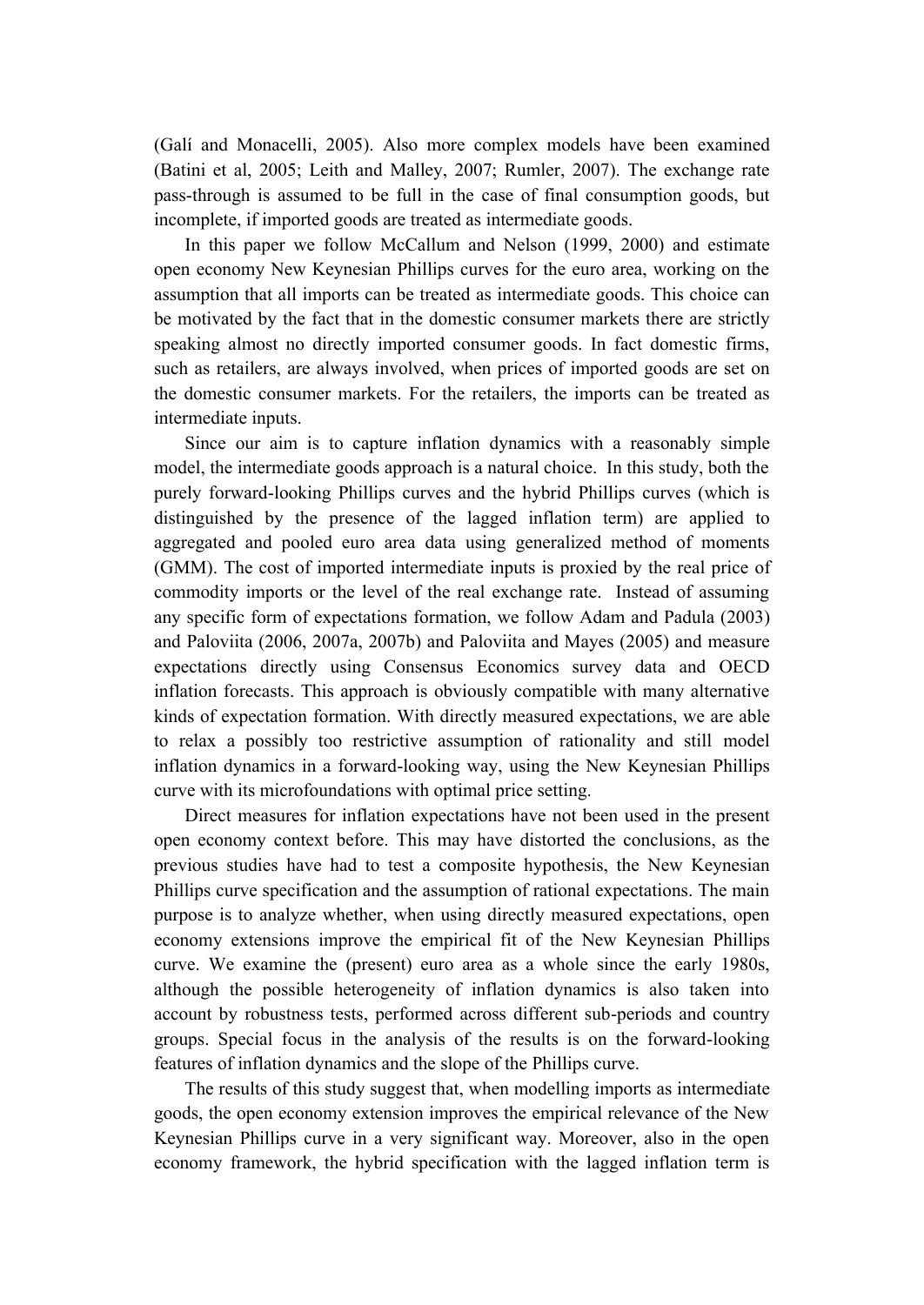(Galí and Monacelli, 2005). Also more complex models have been examined (Batini et al, 2005; Leith and Malley, 2007; Rumler, 2007). The exchange rate pass-through is assumed to be full in the case of final consumption goods, but incomplete, if imported goods are treated as intermediate goods.

In this paper we follow McCallum and Nelson (1999, 2000) and estimate open economy New Keynesian Phillips curves for the euro area, working on the assumption that all imports can be treated as intermediate goods. This choice can be motivated by the fact that in the domestic consumer markets there are strictly speaking almost no directly imported consumer goods. In fact domestic firms, such as retailers, are always involved, when prices of imported goods are set on the domestic consumer markets. For the retailers, the imports can be treated as intermediate inputs.

Since our aim is to capture inflation dynamics with a reasonably simple model, the intermediate goods approach is a natural choice. In this study, both the purely forward-looking Phillips curves and the hybrid Phillips curves (which is distinguished by the presence of the lagged inflation term) are applied to aggregated and pooled euro area data using generalized method of moments (GMM). The cost of imported intermediate inputs is proxied by the real price of commodity imports or the level of the real exchange rate. Instead of assuming any specific form of expectations formation, we follow Adam and Padula (2003) and Paloviita (2006, 2007a, 2007b) and Paloviita and Mayes (2005) and measure expectations directly using Consensus Economics survey data and OECD inflation forecasts. This approach is obviously compatible with many alternative kinds of expectation formation. With directly measured expectations, we are able to relax a possibly too restrictive assumption of rationality and still model inflation dynamics in a forward-looking way, using the New Keynesian Phillips curve with its microfoundations with optimal price setting.

Direct measures for inflation expectations have not been used in the present open economy context before. This may have distorted the conclusions, as the previous studies have had to test a composite hypothesis, the New Keynesian Phillips curve specification and the assumption of rational expectations. The main purpose is to analyze whether, when using directly measured expectations, open economy extensions improve the empirical fit of the New Keynesian Phillips curve. We examine the (present) euro area as a whole since the early 1980s, although the possible heterogeneity of inflation dynamics is also taken into account by robustness tests, performed across different sub-periods and country groups. Special focus in the analysis of the results is on the forward-looking features of inflation dynamics and the slope of the Phillips curve.

The results of this study suggest that, when modelling imports as intermediate goods, the open economy extension improves the empirical relevance of the New Keynesian Phillips curve in a very significant way. Moreover, also in the open economy framework, the hybrid specification with the lagged inflation term is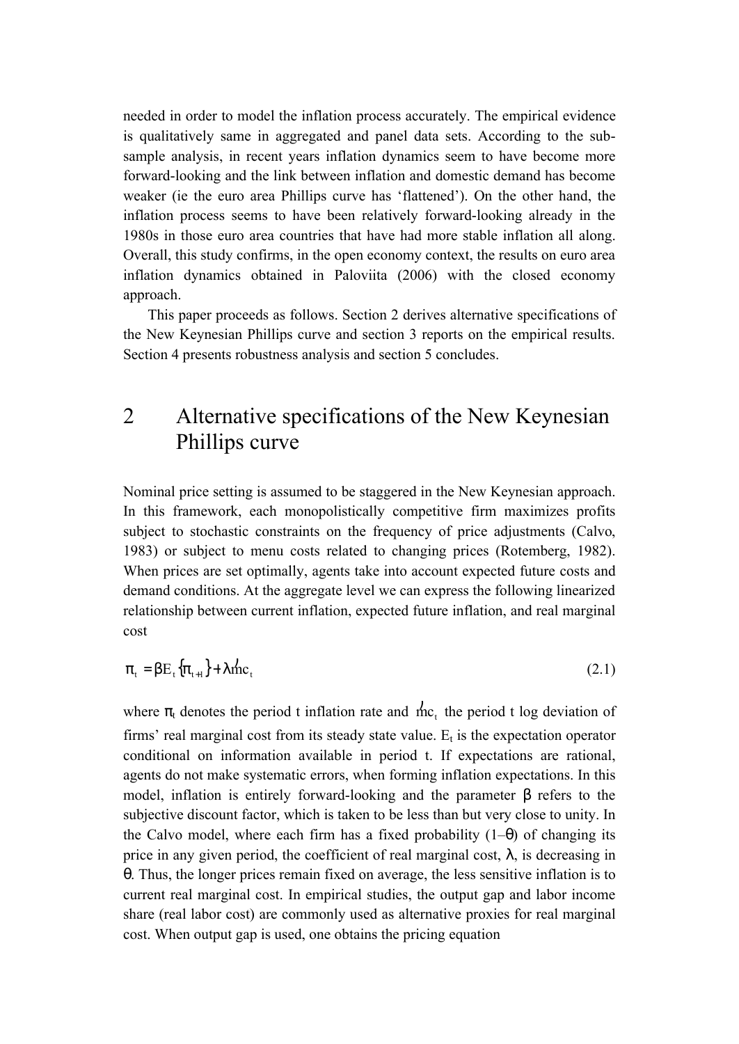needed in order to model the inflation process accurately. The empirical evidence is qualitatively same in aggregated and panel data sets. According to the sub-sample analysis, in recent years inflation dynamics seem to have become more forward-looking and the link between inflation and domestic demand has become weaker (ie the euro area Phillips curve has 'flattened'). On the other hand, the inflation process seems to have been relatively forward-looking already in the 1980s in those euro area countries that have had more stable inflation all along. Overall, this study confirms, in the open economy context, the results on euro area inflation dynamics obtained in Paloviita (2006) with the closed economy approach.

This paper proceeds as follows. Section 2 derives alternative specifications of the New Keynesian Phillips curve and section 3 reports on the empirical results. Section 4 presents robustness analysis and section 5 concludes.

## 2 Alternative specifications of the New Keynesian Phillips curve

Nominal price setting is assumed to be staggered in the New Keynesian approach. In this framework, each monopolistically competitive firm maximizes profits subject to stochastic constraints on the frequency of price adjustments (Calvo, 1983) or subject to menu costs related to changing prices (Rotemberg, 1982). When prices are set optimally, agents take into account expected future costs and demand conditions. At the aggregate level we can express the following linearized relationship between current inflation, expected future inflation, and real marginal cost

$$\pi_t = \beta E_t \{\pi_{t+1}\} + \lambda \widehat{mc}_t \tag{2.1}$$

where $\pi_t$ denotes the period t inflation rate and $\widehat{mc}_t$ the period t log deviation of firms' real marginal cost from its steady state value. $E_t$ is the expectation operator conditional on information available in period t. If expectations are rational, agents do not make systematic errors, when forming inflation expectations. In this model, inflation is entirely forward-looking and the parameter $\beta$ refers to the subjective discount factor, which is taken to be less than but very close to unity. In the Calvo model, where each firm has a fixed probability $(1–\theta)$ of changing its price in any given period, the coefficient of real marginal cost, $\lambda$, is decreasing in $\theta$. Thus, the longer prices remain fixed on average, the less sensitive inflation is to current real marginal cost. In empirical studies, the output gap and labor income share (real labor cost) are commonly used as alternative proxies for real marginal cost. When output gap is used, one obtains the pricing equation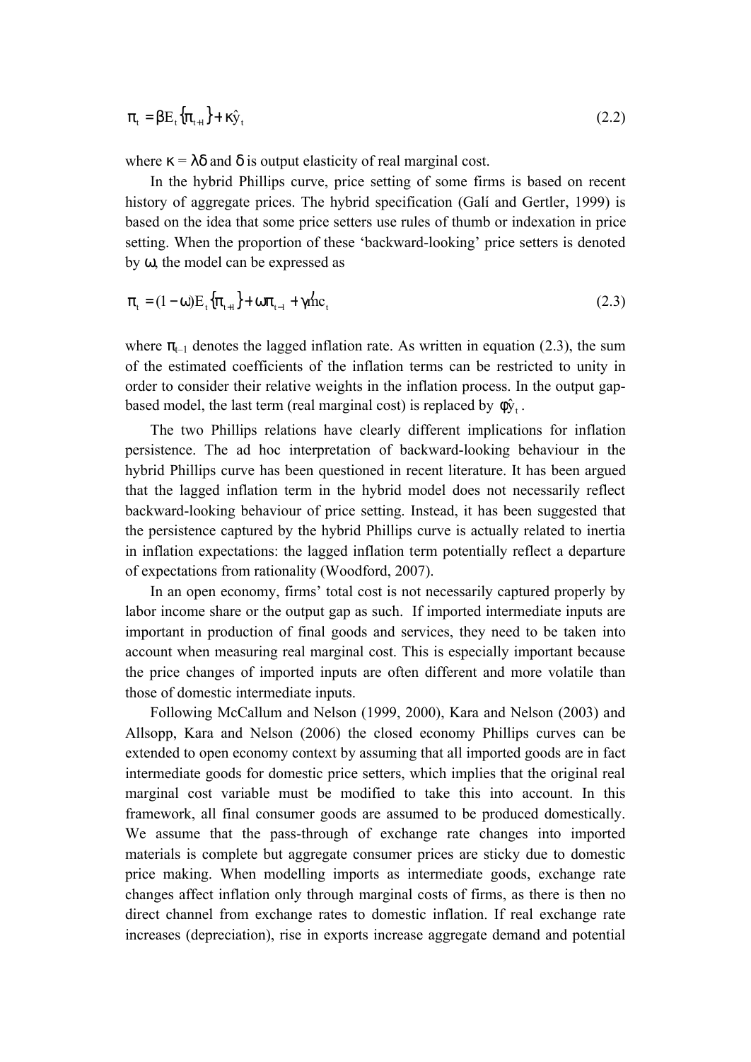$$\pi_t = \beta E_t\{\pi_{t+1}\} + \kappa \hat{y}_t \tag{2.2}$$

where $\kappa = \lambda\delta$ and $\delta$ is output elasticity of real marginal cost.

In the hybrid Phillips curve, price setting of some firms is based on recent history of aggregate prices. The hybrid specification (Galí and Gertler, 1999) is based on the idea that some price setters use rules of thumb or indexation in price setting. When the proportion of these 'backward-looking' price setters is denoted by $\omega$, the model can be expressed as

$$\pi_t = (1-\omega)E_t\{\pi_{t+1}\} + \omega\pi_{t-1} + \gamma \hat{mc}_t \tag{2.3}$$

where $\pi_{t-1}$ denotes the lagged inflation rate. As written in equation (2.3), the sum of the estimated coefficients of the inflation terms can be restricted to unity in order to consider their relative weights in the inflation process. In the output gap-based model, the last term (real marginal cost) is replaced by $\phi\hat{y}_t$.

The two Phillips relations have clearly different implications for inflation persistence. The ad hoc interpretation of backward-looking behaviour in the hybrid Phillips curve has been questioned in recent literature. It has been argued that the lagged inflation term in the hybrid model does not necessarily reflect backward-looking behaviour of price setting. Instead, it has been suggested that the persistence captured by the hybrid Phillips curve is actually related to inertia in inflation expectations: the lagged inflation term potentially reflect a departure of expectations from rationality (Woodford, 2007).

In an open economy, firms' total cost is not necessarily captured properly by labor income share or the output gap as such. If imported intermediate inputs are important in production of final goods and services, they need to be taken into account when measuring real marginal cost. This is especially important because the price changes of imported inputs are often different and more volatile than those of domestic intermediate inputs.

Following McCallum and Nelson (1999, 2000), Kara and Nelson (2003) and Allsopp, Kara and Nelson (2006) the closed economy Phillips curves can be extended to open economy context by assuming that all imported goods are in fact intermediate goods for domestic price setters, which implies that the original real marginal cost variable must be modified to take this into account. In this framework, all final consumer goods are assumed to be produced domestically. We assume that the pass-through of exchange rate changes into imported materials is complete but aggregate consumer prices are sticky due to domestic price making. When modelling imports as intermediate goods, exchange rate changes affect inflation only through marginal costs of firms, as there is then no direct channel from exchange rates to domestic inflation. If real exchange rate increases (depreciation), rise in exports increase aggregate demand and potential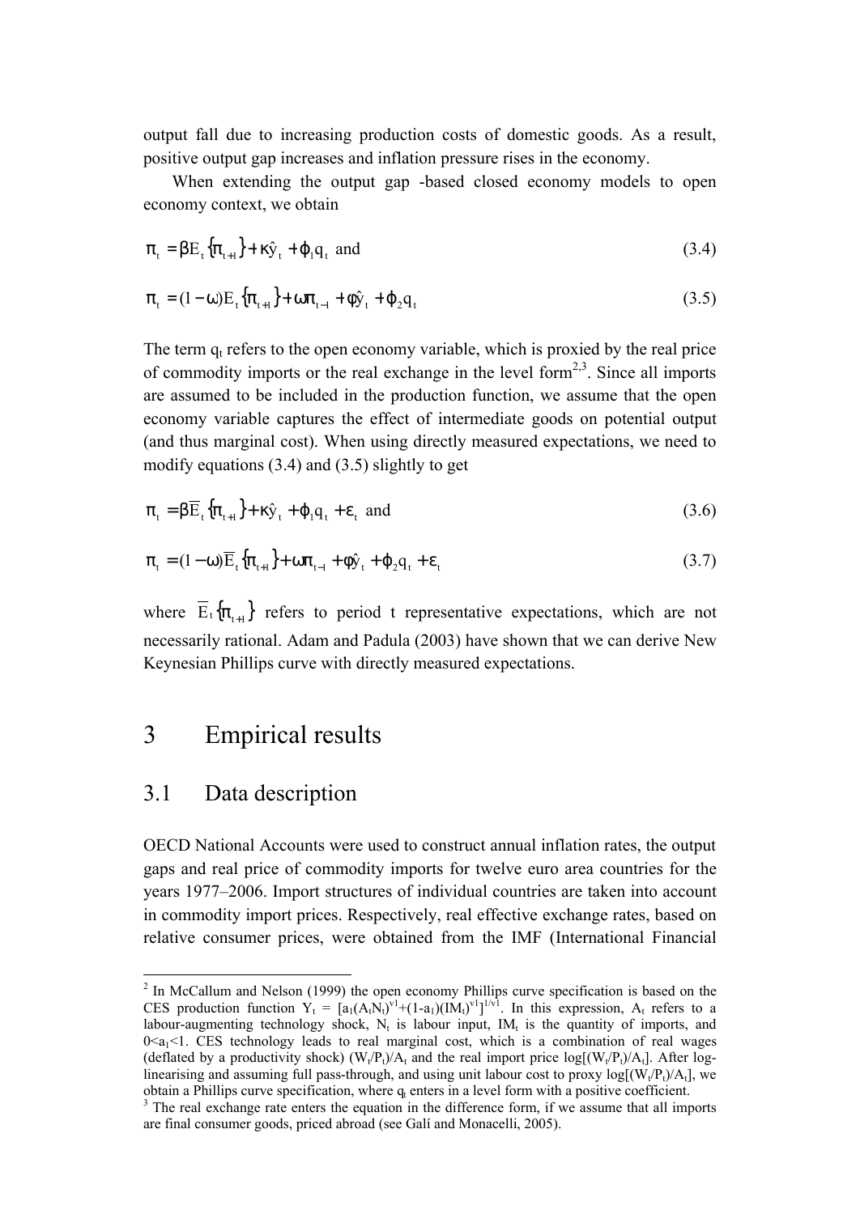output fall due to increasing production costs of domestic goods. As a result, positive output gap increases and inflation pressure rises in the economy.

When extending the output gap -based closed economy models to open economy context, we obtain

$$\pi_t = \beta E_t\{\pi_{t+1}\} + \kappa\hat{y}_t + \varphi_1 q_t \text{ and} \tag{3.4}$$

$$\pi_t = (1-\omega)E_t\{\pi_{t+1}\} + \omega\pi_{t-1} + \phi\hat{y}_t + \varphi_2 q_t \tag{3.5}$$

The term $q_t$ refers to the open economy variable, which is proxied by the real price of commodity imports or the real exchange in the level form[2,3]. Since all imports are assumed to be included in the production function, we assume that the open economy variable captures the effect of intermediate goods on potential output (and thus marginal cost). When using directly measured expectations, we need to modify equations (3.4) and (3.5) slightly to get

$$\pi_t = \beta\overline{E}_t\{\pi_{t+1}\} + \kappa\hat{y}_t + \varphi_1 q_t + \varepsilon_t \text{ and} \tag{3.6}$$

$$\pi_t = (1-\omega)\overline{E}_t\{\pi_{t+1}\} + \omega\pi_{t-1} + \phi\hat{y}_t + \varphi_2 q_t + \varepsilon_t \tag{3.7}$$

where $\overline{E}_t\{\pi_{t+1}\}$ refers to period t representative expectations, which are not necessarily rational. Adam and Padula (2003) have shown that we can derive New Keynesian Phillips curve with directly measured expectations.

# 3 Empirical results

## 3.1 Data description

OECD National Accounts were used to construct annual inflation rates, the output gaps and real price of commodity imports for twelve euro area countries for the years 1977–2006. Import structures of individual countries are taken into account in commodity import prices. Respectively, real effective exchange rates, based on relative consumer prices, were obtained from the IMF (International Financial

---

[2] In McCallum and Nelson (1999) the open economy Phillips curve specification is based on the CES production function $Y_t = [a_1(A_tN_t)^{v1}+(1-a_1)(IM_t)^{v1}]^{1/v1}$. In this expression, $A_t$ refers to a labour-augmenting technology shock, $N_t$ is labour input, $IM_t$ is the quantity of imports, and $0<a_1<1$. CES technology leads to real marginal cost, which is a combination of real wages (deflated by a productivity shock) $(W_t/P_t)/A_t$ and the real import price $\log[(W_t/P_t)/A_t]$. After log-linearising and assuming full pass-through, and using unit labour cost to proxy $\log[(W_t/P_t)/A_t]$, we obtain a Phillips curve specification, where $q_t$ enters in a level form with a positive coefficient.

[3] The real exchange rate enters the equation in the difference form, if we assume that all imports are final consumer goods, priced abroad (see Galí and Monacelli, 2005).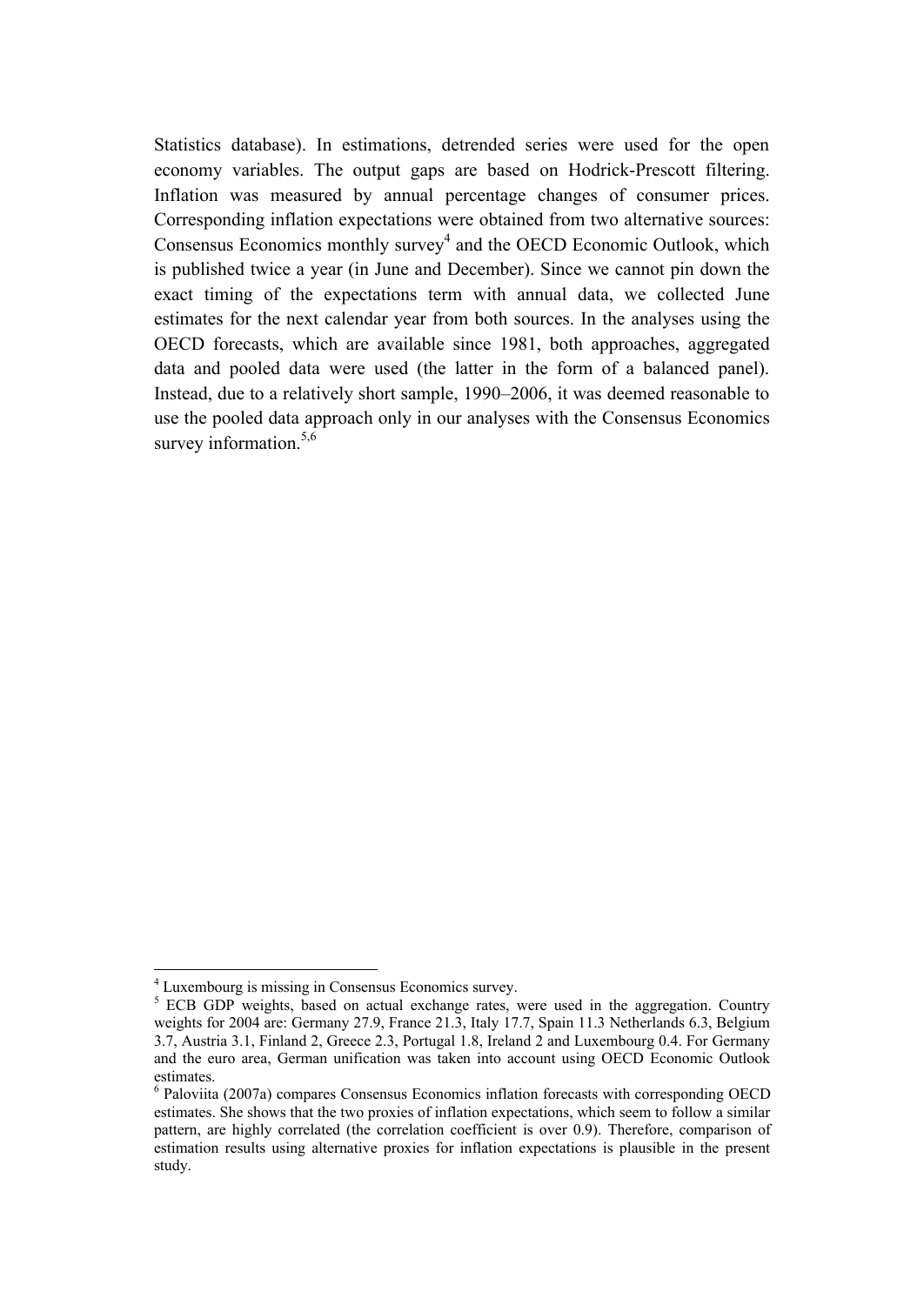Statistics database). In estimations, detrended series were used for the open economy variables. The output gaps are based on Hodrick-Prescott filtering. Inflation was measured by annual percentage changes of consumer prices. Corresponding inflation expectations were obtained from two alternative sources: Consensus Economics monthly survey[4] and the OECD Economic Outlook, which is published twice a year (in June and December). Since we cannot pin down the exact timing of the expectations term with annual data, we collected June estimates for the next calendar year from both sources. In the analyses using the OECD forecasts, which are available since 1981, both approaches, aggregated data and pooled data were used (the latter in the form of a balanced panel). Instead, due to a relatively short sample, 1990–2006, it was deemed reasonable to use the pooled data approach only in our analyses with the Consensus Economics survey information.[5,6]

---

[4] Luxembourg is missing in Consensus Economics survey.

[5] ECB GDP weights, based on actual exchange rates, were used in the aggregation. Country weights for 2004 are: Germany 27.9, France 21.3, Italy 17.7, Spain 11.3 Netherlands 6.3, Belgium 3.7, Austria 3.1, Finland 2, Greece 2.3, Portugal 1.8, Ireland 2 and Luxembourg 0.4. For Germany and the euro area, German unification was taken into account using OECD Economic Outlook estimates.

[6] Paloviita (2007a) compares Consensus Economics inflation forecasts with corresponding OECD estimates. She shows that the two proxies of inflation expectations, which seem to follow a similar pattern, are highly correlated (the correlation coefficient is over 0.9). Therefore, comparison of estimation results using alternative proxies for inflation expectations is plausible in the present study.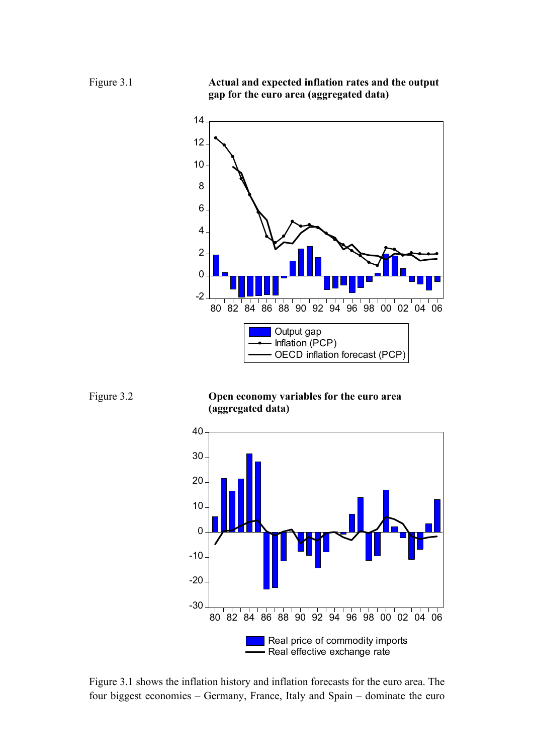Figure 3.1 **Actual and expected inflation rates and the output gap for the euro area (aggregated data)**

Figure 3.2 **Open economy variables for the euro area (aggregated data)**

Figure 3.1 shows the inflation history and inflation forecasts for the euro area. The four biggest economies – Germany, France, Italy and Spain – dominate the euro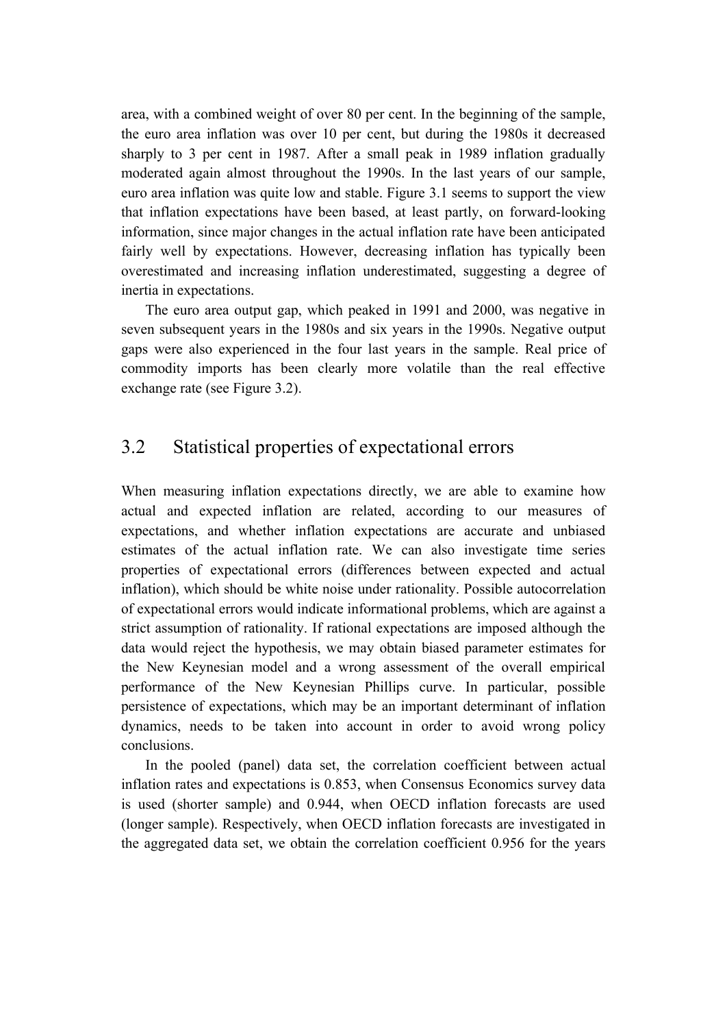area, with a combined weight of over 80 per cent. In the beginning of the sample, the euro area inflation was over 10 per cent, but during the 1980s it decreased sharply to 3 per cent in 1987. After a small peak in 1989 inflation gradually moderated again almost throughout the 1990s. In the last years of our sample, euro area inflation was quite low and stable. Figure 3.1 seems to support the view that inflation expectations have been based, at least partly, on forward-looking information, since major changes in the actual inflation rate have been anticipated fairly well by expectations. However, decreasing inflation has typically been overestimated and increasing inflation underestimated, suggesting a degree of inertia in expectations.

The euro area output gap, which peaked in 1991 and 2000, was negative in seven subsequent years in the 1980s and six years in the 1990s. Negative output gaps were also experienced in the four last years in the sample. Real price of commodity imports has been clearly more volatile than the real effective exchange rate (see Figure 3.2).

## 3.2 Statistical properties of expectational errors

When measuring inflation expectations directly, we are able to examine how actual and expected inflation are related, according to our measures of expectations, and whether inflation expectations are accurate and unbiased estimates of the actual inflation rate. We can also investigate time series properties of expectational errors (differences between expected and actual inflation), which should be white noise under rationality. Possible autocorrelation of expectational errors would indicate informational problems, which are against a strict assumption of rationality. If rational expectations are imposed although the data would reject the hypothesis, we may obtain biased parameter estimates for the New Keynesian model and a wrong assessment of the overall empirical performance of the New Keynesian Phillips curve. In particular, possible persistence of expectations, which may be an important determinant of inflation dynamics, needs to be taken into account in order to avoid wrong policy conclusions.

In the pooled (panel) data set, the correlation coefficient between actual inflation rates and expectations is 0.853, when Consensus Economics survey data is used (shorter sample) and 0.944, when OECD inflation forecasts are used (longer sample). Respectively, when OECD inflation forecasts are investigated in the aggregated data set, we obtain the correlation coefficient 0.956 for the years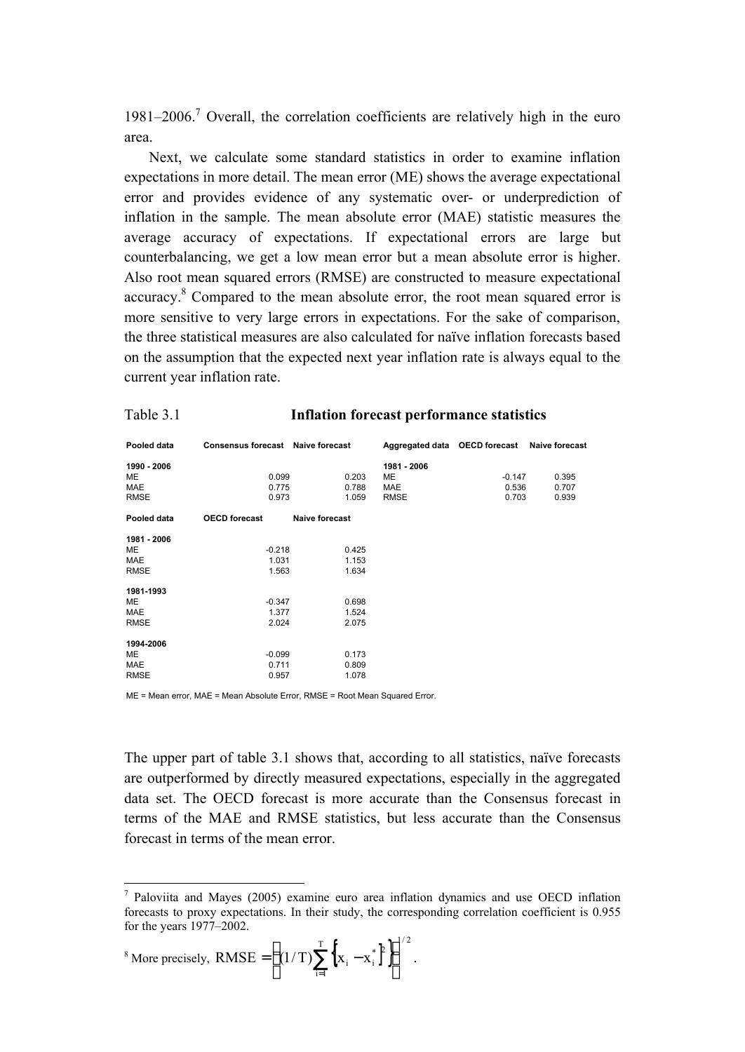1981–2006.[7] Overall, the correlation coefficients are relatively high in the euro area.

Next, we calculate some standard statistics in order to examine inflation expectations in more detail. The mean error (ME) shows the average expectational error and provides evidence of any systematic over- or underprediction of inflation in the sample. The mean absolute error (MAE) statistic measures the average accuracy of expectations. If expectational errors are large but counterbalancing, we get a low mean error but a mean absolute error is higher. Also root mean squared errors (RMSE) are constructed to measure expectational accuracy.[8] Compared to the mean absolute error, the root mean squared error is more sensitive to very large errors in expectations. For the sake of comparison, the three statistical measures are also calculated for naïve inflation forecasts based on the assumption that the expected next year inflation rate is always equal to the current year inflation rate.

Table 3.1 **Inflation forecast performance statistics**

| **Pooled data** | **Consensus forecast** | **Naive forecast** | **Aggregated data** | **OECD forecast** | **Naive forecast** |
|---|---|---|---|---|---|
| **1990 - 2006** | | | **1981 - 2006** | | |
| ME | 0.099 | 0.203 | ME | -0.147 | 0.395 |
| MAE | 0.775 | 0.788 | MAE | 0.536 | 0.707 |
| RMSE | 0.973 | 1.059 | RMSE | 0.703 | 0.939 |
| **Pooled data** | **OECD forecast** | **Naive forecast** | | | |
| **1981 - 2006** | | | | | |
| ME | -0.218 | 0.425 | | | |
| MAE | 1.031 | 1.153 | | | |
| RMSE | 1.563 | 1.634 | | | |
| **1981-1993** | | | | | |
| ME | -0.347 | 0.698 | | | |
| MAE | 1.377 | 1.524 | | | |
| RMSE | 2.024 | 2.075 | | | |
| **1994-2006** | | | | | |
| ME | -0.099 | 0.173 | | | |
| MAE | 0.711 | 0.809 | | | |
| RMSE | 0.957 | 1.078 | | | |

ME = Mean error, MAE = Mean Absolute Error, RMSE = Root Mean Squared Error.

The upper part of table 3.1 shows that, according to all statistics, naïve forecasts are outperformed by directly measured expectations, especially in the aggregated data set. The OECD forecast is more accurate than the Consensus forecast in terms of the MAE and RMSE statistics, but less accurate than the Consensus forecast in terms of the mean error.

---

[7] Paloviita and Mayes (2005) examine euro area inflation dynamics and use OECD inflation forecasts to proxy expectations. In their study, the corresponding correlation coefficient is 0.955 for the years 1977–2002.

[8] More precisely, $\mathrm{RMSE} = \left( (1/T) \sum_{i=1}^{T} \left\{ x_i - x_i^* \right\}^2 \right)^{1/2}$.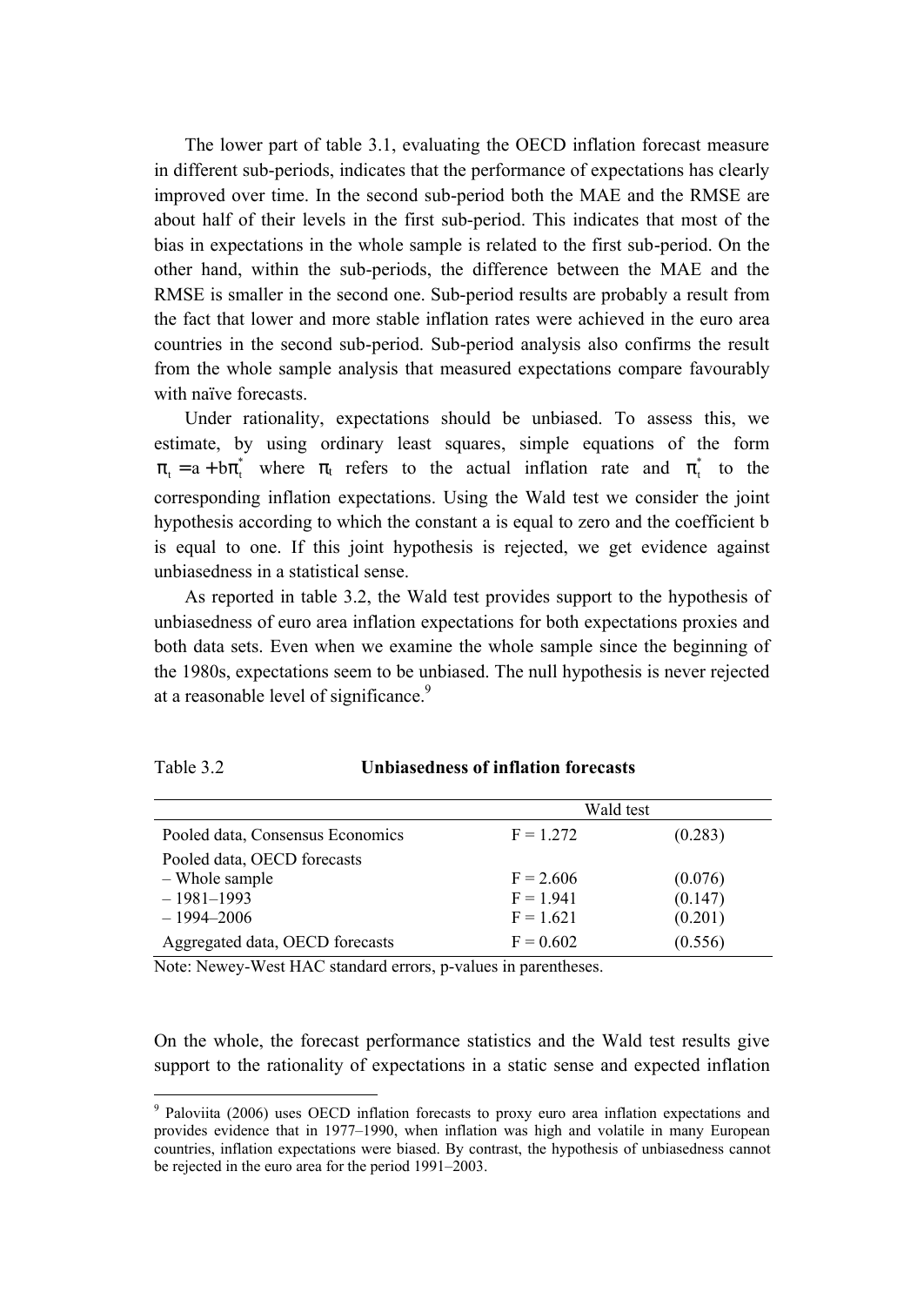The lower part of table 3.1, evaluating the OECD inflation forecast measure in different sub-periods, indicates that the performance of expectations has clearly improved over time. In the second sub-period both the MAE and the RMSE are about half of their levels in the first sub-period. This indicates that most of the bias in expectations in the whole sample is related to the first sub-period. On the other hand, within the sub-periods, the difference between the MAE and the RMSE is smaller in the second one. Sub-period results are probably a result from the fact that lower and more stable inflation rates were achieved in the euro area countries in the second sub-period. Sub-period analysis also confirms the result from the whole sample analysis that measured expectations compare favourably with naïve forecasts.

Under rationality, expectations should be unbiased. To assess this, we estimate, by using ordinary least squares, simple equations of the form $\pi_t = a + b\pi_t^*$ where $\pi_t$ refers to the actual inflation rate and $\pi_t^*$ to the corresponding inflation expectations. Using the Wald test we consider the joint hypothesis according to which the constant a is equal to zero and the coefficient b is equal to one. If this joint hypothesis is rejected, we get evidence against unbiasedness in a statistical sense.

As reported in table 3.2, the Wald test provides support to the hypothesis of unbiasedness of euro area inflation expectations for both expectations proxies and both data sets. Even when we examine the whole sample since the beginning of the 1980s, expectations seem to be unbiased. The null hypothesis is never rejected at a reasonable level of significance.[9]

Table 3.2 **Unbiasedness of inflation forecasts**

| | Wald test | |
|---|---|---|
| Pooled data, Consensus Economics | F = 1.272 | (0.283) |
| Pooled data, OECD forecasts | | |
| – Whole sample | F = 2.606 | (0.076) |
| – 1981–1993 | F = 1.941 | (0.147) |
| – 1994–2006 | F = 1.621 | (0.201) |
| Aggregated data, OECD forecasts | F = 0.602 | (0.556) |

Note: Newey-West HAC standard errors, p-values in parentheses.

On the whole, the forecast performance statistics and the Wald test results give support to the rationality of expectations in a static sense and expected inflation

[9] Paloviita (2006) uses OECD inflation forecasts to proxy euro area inflation expectations and provides evidence that in 1977–1990, when inflation was high and volatile in many European countries, inflation expectations were biased. By contrast, the hypothesis of unbiasedness cannot be rejected in the euro area for the period 1991–2003.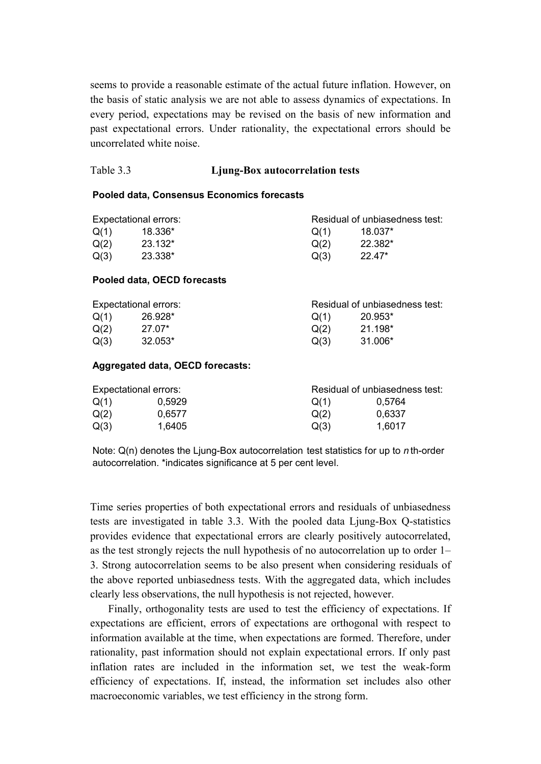seems to provide a reasonable estimate of the actual future inflation. However, on the basis of static analysis we are not able to assess dynamics of expectations. In every period, expectations may be revised on the basis of new information and past expectational errors. Under rationality, the expectational errors should be uncorrelated white noise.

Table 3.3 **Ljung-Box autocorrelation tests**

**Pooled data, Consensus Economics forecasts**

| Expectational errors: | | Residual of unbiasedness test: | |
|---|---|---|---|
| Q(1) | 18.336* | Q(1) | 18.037* |
| Q(2) | 23.132* | Q(2) | 22.382* |
| Q(3) | 23.338* | Q(3) | 22.47* |

**Pooled data, OECD forecasts**

| Expectational errors: | | Residual of unbiasedness test: | |
|---|---|---|---|
| Q(1) | 26.928* | Q(1) | 20.953* |
| Q(2) | 27.07* | Q(2) | 21.198* |
| Q(3) | 32.053* | Q(3) | 31.006* |

**Aggregated data, OECD forecasts:**

| Expectational errors: | | Residual of unbiasedness test: | |
|---|---|---|---|
| Q(1) | 0,5929 | Q(1) | 0,5764 |
| Q(2) | 0,6577 | Q(2) | 0,6337 |
| Q(3) | 1,6405 | Q(3) | 1,6017 |

Note: Q(n) denotes the Ljung-Box autocorrelation test statistics for up to *n* th-order autocorrelation. *indicates significance at 5 per cent level.

Time series properties of both expectational errors and residuals of unbiasedness tests are investigated in table 3.3. With the pooled data Ljung-Box Q-statistics provides evidence that expectational errors are clearly positively autocorrelated, as the test strongly rejects the null hypothesis of no autocorrelation up to order 1–3. Strong autocorrelation seems to be also present when considering residuals of the above reported unbiasedness tests. With the aggregated data, which includes clearly less observations, the null hypothesis is not rejected, however.

Finally, orthogonality tests are used to test the efficiency of expectations. If expectations are efficient, errors of expectations are orthogonal with respect to information available at the time, when expectations are formed. Therefore, under rationality, past information should not explain expectational errors. If only past inflation rates are included in the information set, we test the weak-form efficiency of expectations. If, instead, the information set includes also other macroeconomic variables, we test efficiency in the strong form.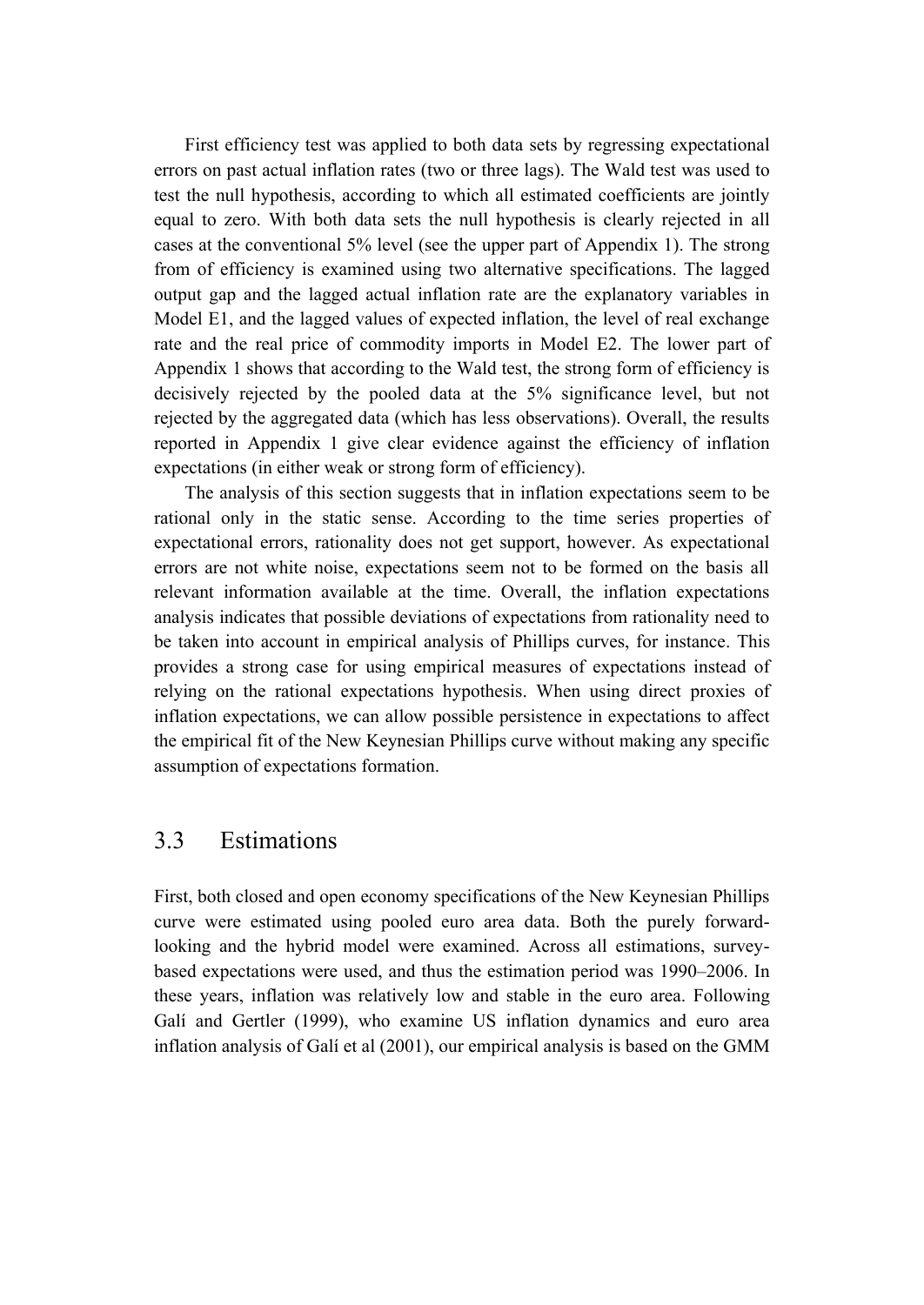First efficiency test was applied to both data sets by regressing expectational errors on past actual inflation rates (two or three lags). The Wald test was used to test the null hypothesis, according to which all estimated coefficients are jointly equal to zero. With both data sets the null hypothesis is clearly rejected in all cases at the conventional 5% level (see the upper part of Appendix 1). The strong from of efficiency is examined using two alternative specifications. The lagged output gap and the lagged actual inflation rate are the explanatory variables in Model E1, and the lagged values of expected inflation, the level of real exchange rate and the real price of commodity imports in Model E2. The lower part of Appendix 1 shows that according to the Wald test, the strong form of efficiency is decisively rejected by the pooled data at the 5% significance level, but not rejected by the aggregated data (which has less observations). Overall, the results reported in Appendix 1 give clear evidence against the efficiency of inflation expectations (in either weak or strong form of efficiency).

The analysis of this section suggests that in inflation expectations seem to be rational only in the static sense. According to the time series properties of expectational errors, rationality does not get support, however. As expectational errors are not white noise, expectations seem not to be formed on the basis all relevant information available at the time. Overall, the inflation expectations analysis indicates that possible deviations of expectations from rationality need to be taken into account in empirical analysis of Phillips curves, for instance. This provides a strong case for using empirical measures of expectations instead of relying on the rational expectations hypothesis. When using direct proxies of inflation expectations, we can allow possible persistence in expectations to affect the empirical fit of the New Keynesian Phillips curve without making any specific assumption of expectations formation.

## 3.3 Estimations

First, both closed and open economy specifications of the New Keynesian Phillips curve were estimated using pooled euro area data. Both the purely forward-looking and the hybrid model were examined. Across all estimations, survey-based expectations were used, and thus the estimation period was 1990–2006. In these years, inflation was relatively low and stable in the euro area. Following Galí and Gertler (1999), who examine US inflation dynamics and euro area inflation analysis of Galí et al (2001), our empirical analysis is based on the GMM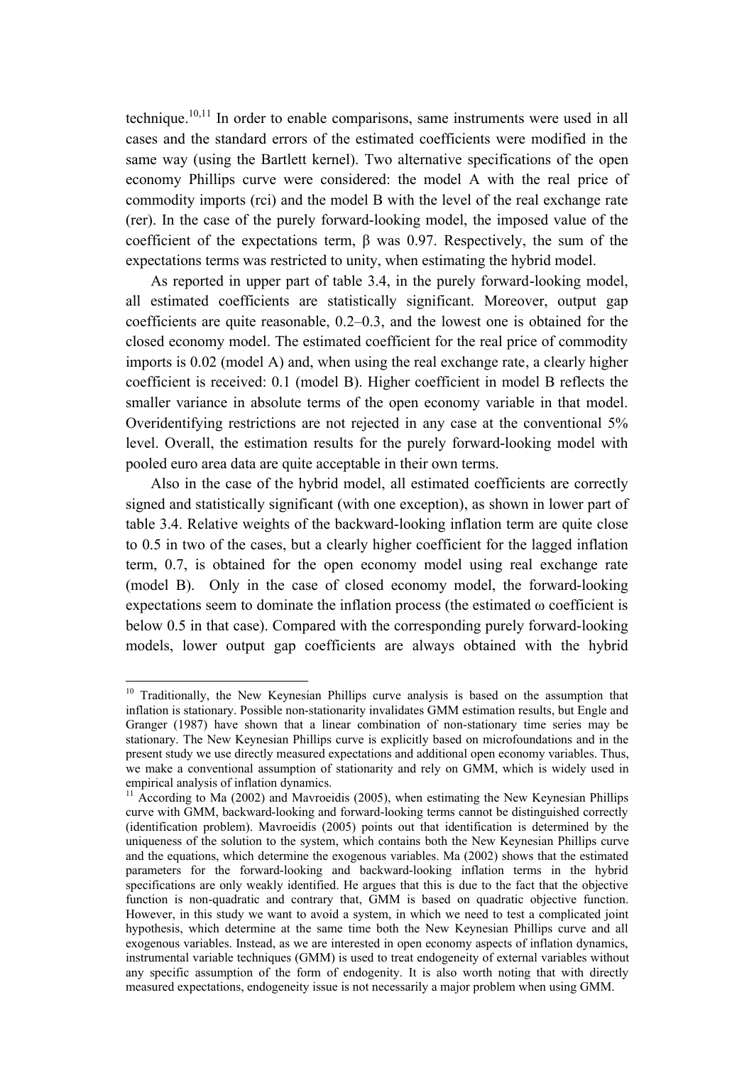technique.[10,11] In order to enable comparisons, same instruments were used in all cases and the standard errors of the estimated coefficients were modified in the same way (using the Bartlett kernel). Two alternative specifications of the open economy Phillips curve were considered: the model A with the real price of commodity imports (rci) and the model B with the level of the real exchange rate (rer). In the case of the purely forward-looking model, the imposed value of the coefficient of the expectations term, $\beta$ was 0.97. Respectively, the sum of the expectations terms was restricted to unity, when estimating the hybrid model.

As reported in upper part of table 3.4, in the purely forward-looking model, all estimated coefficients are statistically significant. Moreover, output gap coefficients are quite reasonable, 0.2–0.3, and the lowest one is obtained for the closed economy model. The estimated coefficient for the real price of commodity imports is 0.02 (model A) and, when using the real exchange rate, a clearly higher coefficient is received: 0.1 (model B). Higher coefficient in model B reflects the smaller variance in absolute terms of the open economy variable in that model. Overidentifying restrictions are not rejected in any case at the conventional 5% level. Overall, the estimation results for the purely forward-looking model with pooled euro area data are quite acceptable in their own terms.

Also in the case of the hybrid model, all estimated coefficients are correctly signed and statistically significant (with one exception), as shown in lower part of table 3.4. Relative weights of the backward-looking inflation term are quite close to 0.5 in two of the cases, but a clearly higher coefficient for the lagged inflation term, 0.7, is obtained for the open economy model using real exchange rate (model B). Only in the case of closed economy model, the forward-looking expectations seem to dominate the inflation process (the estimated $\omega$ coefficient is below 0.5 in that case). Compared with the corresponding purely forward-looking models, lower output gap coefficients are always obtained with the hybrid

---

[10] Traditionally, the New Keynesian Phillips curve analysis is based on the assumption that inflation is stationary. Possible non-stationarity invalidates GMM estimation results, but Engle and Granger (1987) have shown that a linear combination of non-stationary time series may be stationary. The New Keynesian Phillips curve is explicitly based on microfoundations and in the present study we use directly measured expectations and additional open economy variables. Thus, we make a conventional assumption of stationarity and rely on GMM, which is widely used in empirical analysis of inflation dynamics.

[11] According to Ma (2002) and Mavroeidis (2005), when estimating the New Keynesian Phillips curve with GMM, backward-looking and forward-looking terms cannot be distinguished correctly (identification problem). Mavroeidis (2005) points out that identification is determined by the uniqueness of the solution to the system, which contains both the New Keynesian Phillips curve and the equations, which determine the exogenous variables. Ma (2002) shows that the estimated parameters for the forward-looking and backward-looking inflation terms in the hybrid specifications are only weakly identified. He argues that this is due to the fact that the objective function is non-quadratic and contrary that, GMM is based on quadratic objective function. However, in this study we want to avoid a system, in which we need to test a complicated joint hypothesis, which determine at the same time both the New Keynesian Phillips curve and all exogenous variables. Instead, as we are interested in open economy aspects of inflation dynamics, instrumental variable techniques (GMM) is used to treat endogeneity of external variables without any specific assumption of the form of endogenity. It is also worth noting that with directly measured expectations, endogeneity issue is not necessarily a major problem when using GMM.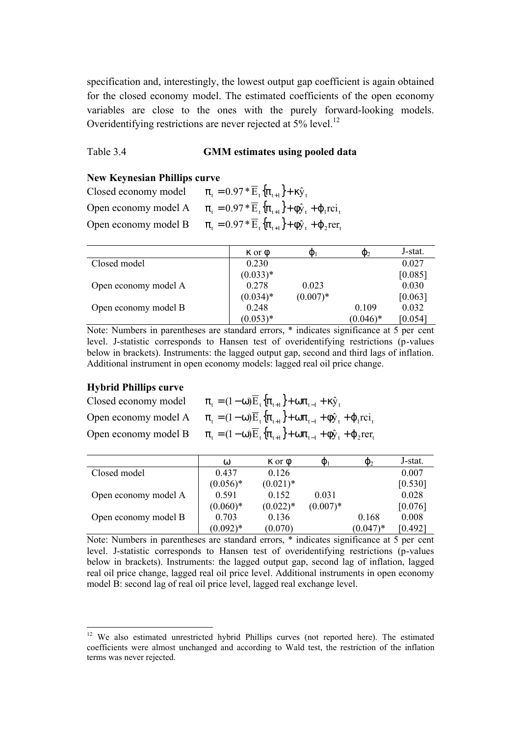specification and, interestingly, the lowest output gap coefficient is again obtained for the closed economy model. The estimated coefficients of the open economy variables are close to the ones with the purely forward-looking models. Overidentifying restrictions are never rejected at 5% level.[12]

Table 3.4 **GMM estimates using pooled data**

**New Keynesian Phillips curve**

Closed economy model $\pi_t = 0.97 * \overline{E}_t \{\pi_{t+1}\} + \kappa \hat{y}_t$

Open economy model A $\pi_t = 0.97 * \overline{E}_t \{\pi_{t+1}\} + \phi \hat{y}_t + \varphi_1 rci_t$

Open economy model B $\pi_t = 0.97 * \overline{E}_t \{\pi_{t+1}\} + \phi \hat{y}_t + \varphi_2 rer_t$

| | $\kappa$ or $\phi$ | $\varphi_1$ | $\varphi_2$ | J-stat. |
|---|---|---|---|---|
| Closed model | 0.230 | | | 0.027 |
| | (0.033)* | | | [0.085] |
| Open economy model A | 0.278 | 0.023 | | 0.030 |
| | (0.034)* | (0.007)* | | [0.063] |
| Open economy model B | 0.248 | | 0.109 | 0.032 |
| | (0.053)* | | (0.046)* | [0.054] |

Note: Numbers in parentheses are standard errors, * indicates significance at 5 per cent level. J-statistic corresponds to Hansen test of overidentifying restrictions (p-values below in brackets). Instruments: the lagged output gap, second and third lags of inflation. Additional instrument in open economy models: lagged real oil price change.

**Hybrid Phillips curve**

Closed economy model $\pi_t = (1-\omega)\overline{E}_t \{\pi_{t+1}\} + \omega \pi_{t-1} + \kappa \hat{y}_t$

Open economy model A $\pi_t = (1-\omega)\overline{E}_t \{\pi_{t+1}\} + \omega \pi_{t-1} + \phi \hat{y}_t + \varphi_1 rci_t$

Open economy model B $\pi_t = (1-\omega)\overline{E}_t \{\pi_{t+1}\} + \omega \pi_{t-1} + \phi \hat{y}_t + \varphi_2 rer_t$

| | $\omega$ | $\kappa$ or $\phi$ | $\varphi_1$ | $\varphi_2$ | J-stat. |
|---|---|---|---|---|---|
| Closed model | 0.437 | 0.126 | | | 0.007 |
| | (0.056)* | (0.021)* | | | [0.530] |
| Open economy model A | 0.591 | 0.152 | 0.031 | | 0.028 |
| | (0.060)* | (0.022)* | (0.007)* | | [0.076] |
| Open economy model B | 0.703 | 0.136 | | 0.168 | 0.008 |
| | (0.092)* | (0.070) | | (0.047)* | [0.492] |

Note: Numbers in parentheses are standard errors, * indicates significance at 5 per cent level. J-statistic corresponds to Hansen test of overidentifying restrictions (p-values below in brackets). Instruments: the lagged output gap, second lag of inflation, lagged real oil price change, lagged real oil price level. Additional instruments in open economy model B: second lag of real oil price level, lagged real exchange level.

[12] We also estimated unrestricted hybrid Phillips curves (not reported here). The estimated coefficients were almost unchanged and according to Wald test, the restriction of the inflation terms was never rejected.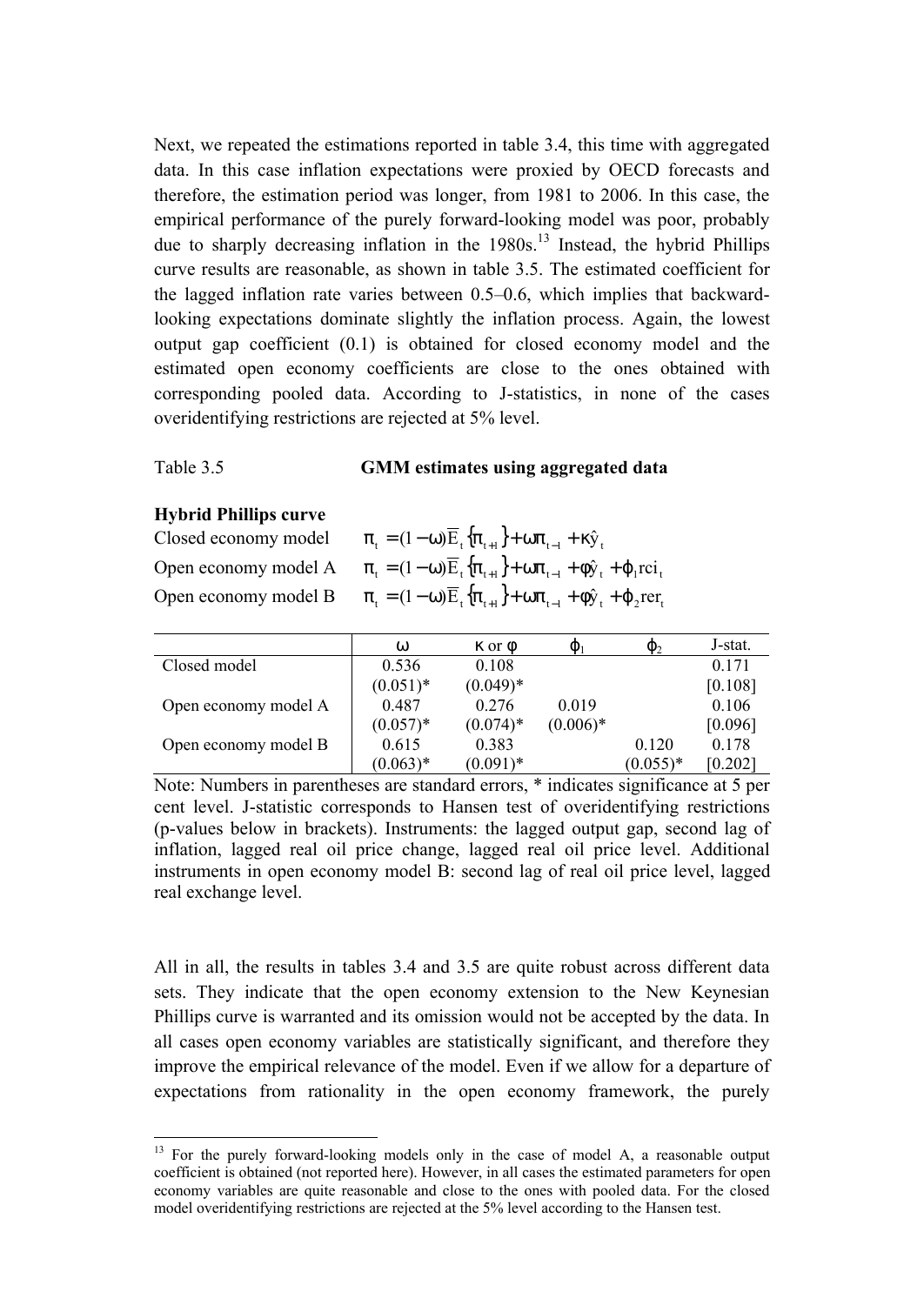Next, we repeated the estimations reported in table 3.4, this time with aggregated data. In this case inflation expectations were proxied by OECD forecasts and therefore, the estimation period was longer, from 1981 to 2006. In this case, the empirical performance of the purely forward-looking model was poor, probably due to sharply decreasing inflation in the 1980s.[13] Instead, the hybrid Phillips curve results are reasonable, as shown in table 3.5. The estimated coefficient for the lagged inflation rate varies between 0.5–0.6, which implies that backward-looking expectations dominate slightly the inflation process. Again, the lowest output gap coefficient (0.1) is obtained for closed economy model and the estimated open economy coefficients are close to the ones obtained with corresponding pooled data. According to J-statistics, in none of the cases overidentifying restrictions are rejected at 5% level.

Table 3.5 **GMM estimates using aggregated data**

**Hybrid Phillips curve**

Closed economy model $\pi_t = (1-\omega)\overline{E}_t\{\pi_{t+1}\} + \omega\pi_{t-1} + \kappa\hat{y}_t$

Open economy model A $\pi_t = (1-\omega)\overline{E}_t\{\pi_{t+1}\} + \omega\pi_{t-1} + \phi\hat{y}_t + \varphi_1 rci_t$

Open economy model B $\pi_t = (1-\omega)\overline{E}_t\{\pi_{t+1}\} + \omega\pi_{t-1} + \phi\hat{y}_t + \varphi_2 rer_t$

| | $\omega$ | $\kappa$ or $\phi$ | $\varphi_1$ | $\varphi_2$ | J-stat. |
|---|---|---|---|---|---|
| Closed model | 0.536 | 0.108 | | | 0.171 |
| | (0.051)* | (0.049)* | | | [0.108] |
| Open economy model A | 0.487 | 0.276 | 0.019 | | 0.106 |
| | (0.057)* | (0.074)* | (0.006)* | | [0.096] |
| Open economy model B | 0.615 | 0.383 | | 0.120 | 0.178 |
| | (0.063)* | (0.091)* | | (0.055)* | [0.202] |

Note: Numbers in parentheses are standard errors, * indicates significance at 5 per cent level. J-statistic corresponds to Hansen test of overidentifying restrictions (p-values below in brackets). Instruments: the lagged output gap, second lag of inflation, lagged real oil price change, lagged real oil price level. Additional instruments in open economy model B: second lag of real oil price level, lagged real exchange level.

All in all, the results in tables 3.4 and 3.5 are quite robust across different data sets. They indicate that the open economy extension to the New Keynesian Phillips curve is warranted and its omission would not be accepted by the data. In all cases open economy variables are statistically significant, and therefore they improve the empirical relevance of the model. Even if we allow for a departure of expectations from rationality in the open economy framework, the purely

[13] For the purely forward-looking models only in the case of model A, a reasonable output coefficient is obtained (not reported here). However, in all cases the estimated parameters for open economy variables are quite reasonable and close to the ones with pooled data. For the closed model overidentifying restrictions are rejected at the 5% level according to the Hansen test.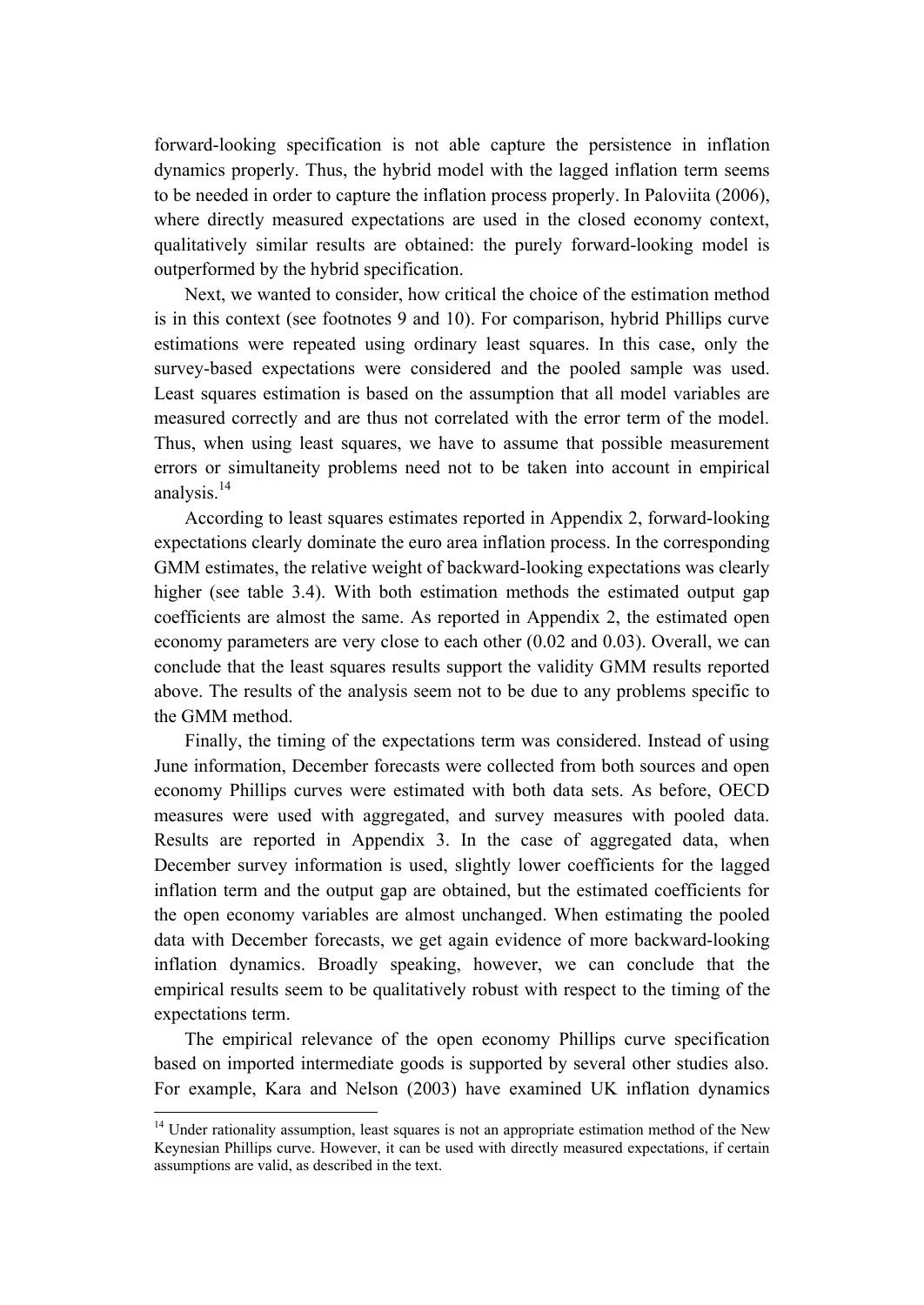forward-looking specification is not able capture the persistence in inflation dynamics properly. Thus, the hybrid model with the lagged inflation term seems to be needed in order to capture the inflation process properly. In Paloviita (2006), where directly measured expectations are used in the closed economy context, qualitatively similar results are obtained: the purely forward-looking model is outperformed by the hybrid specification.

Next, we wanted to consider, how critical the choice of the estimation method is in this context (see footnotes 9 and 10). For comparison, hybrid Phillips curve estimations were repeated using ordinary least squares. In this case, only the survey-based expectations were considered and the pooled sample was used. Least squares estimation is based on the assumption that all model variables are measured correctly and are thus not correlated with the error term of the model. Thus, when using least squares, we have to assume that possible measurement errors or simultaneity problems need not to be taken into account in empirical analysis.[14]

According to least squares estimates reported in Appendix 2, forward-looking expectations clearly dominate the euro area inflation process. In the corresponding GMM estimates, the relative weight of backward-looking expectations was clearly higher (see table 3.4). With both estimation methods the estimated output gap coefficients are almost the same. As reported in Appendix 2, the estimated open economy parameters are very close to each other (0.02 and 0.03). Overall, we can conclude that the least squares results support the validity GMM results reported above. The results of the analysis seem not to be due to any problems specific to the GMM method.

Finally, the timing of the expectations term was considered. Instead of using June information, December forecasts were collected from both sources and open economy Phillips curves were estimated with both data sets. As before, OECD measures were used with aggregated, and survey measures with pooled data. Results are reported in Appendix 3. In the case of aggregated data, when December survey information is used, slightly lower coefficients for the lagged inflation term and the output gap are obtained, but the estimated coefficients for the open economy variables are almost unchanged. When estimating the pooled data with December forecasts, we get again evidence of more backward-looking inflation dynamics. Broadly speaking, however, we can conclude that the empirical results seem to be qualitatively robust with respect to the timing of the expectations term.

The empirical relevance of the open economy Phillips curve specification based on imported intermediate goods is supported by several other studies also. For example, Kara and Nelson (2003) have examined UK inflation dynamics

---

[14] Under rationality assumption, least squares is not an appropriate estimation method of the New Keynesian Phillips curve. However, it can be used with directly measured expectations, if certain assumptions are valid, as described in the text.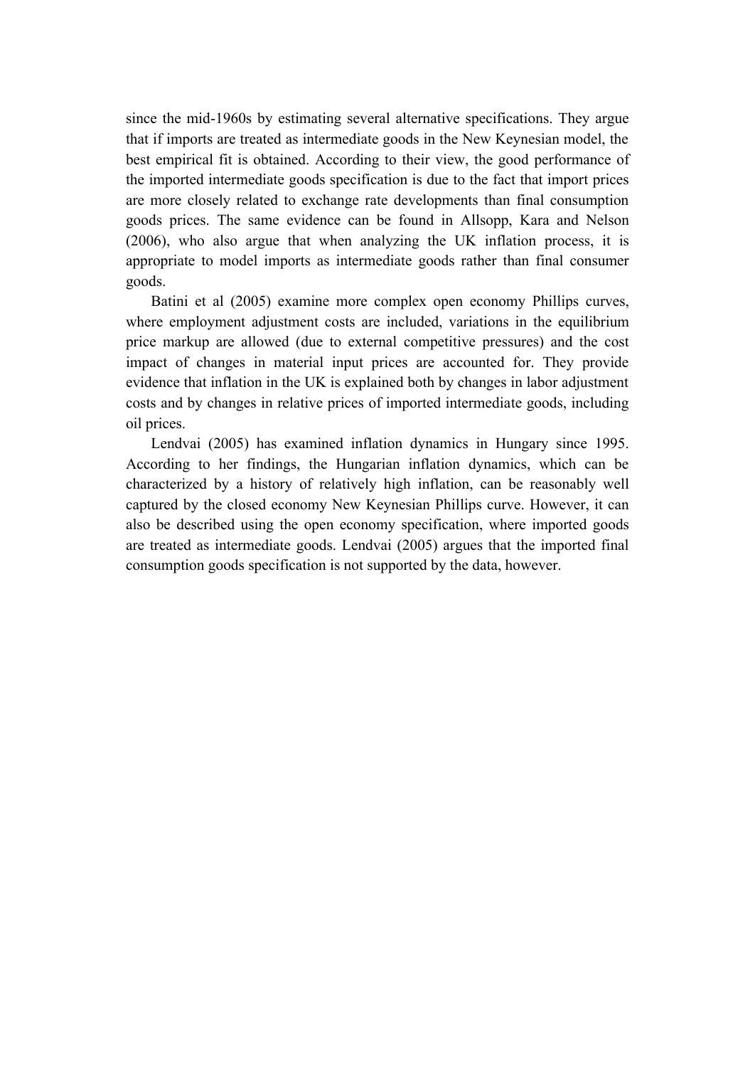since the mid-1960s by estimating several alternative specifications. They argue that if imports are treated as intermediate goods in the New Keynesian model, the best empirical fit is obtained. According to their view, the good performance of the imported intermediate goods specification is due to the fact that import prices are more closely related to exchange rate developments than final consumption goods prices. The same evidence can be found in Allsopp, Kara and Nelson (2006), who also argue that when analyzing the UK inflation process, it is appropriate to model imports as intermediate goods rather than final consumer goods.

Batini et al (2005) examine more complex open economy Phillips curves, where employment adjustment costs are included, variations in the equilibrium price markup are allowed (due to external competitive pressures) and the cost impact of changes in material input prices are accounted for. They provide evidence that inflation in the UK is explained both by changes in labor adjustment costs and by changes in relative prices of imported intermediate goods, including oil prices.

Lendvai (2005) has examined inflation dynamics in Hungary since 1995. According to her findings, the Hungarian inflation dynamics, which can be characterized by a history of relatively high inflation, can be reasonably well captured by the closed economy New Keynesian Phillips curve. However, it can also be described using the open economy specification, where imported goods are treated as intermediate goods. Lendvai (2005) argues that the imported final consumption goods specification is not supported by the data, however.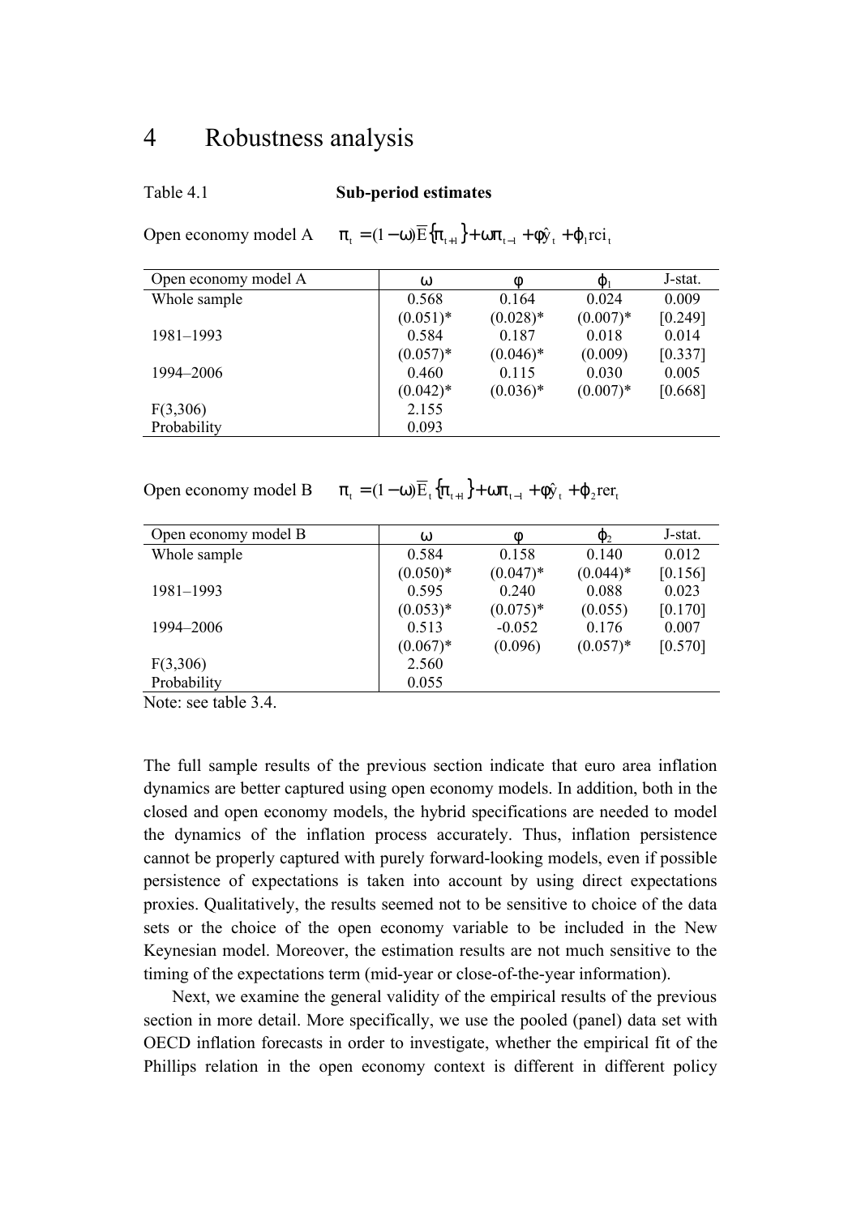# 4 Robustness analysis

Table 4.1 **Sub-period estimates**

Open economy model A $\pi_t = (1-\omega)\overline{E}\{\pi_{t+1}\} + \omega\pi_{t-1} + \phi\hat{y}_t + \varphi_1 rci_t$

| Open economy model A | $\omega$ | $\phi$ | $\varphi_1$ | J-stat. |
|---|---|---|---|---|
| Whole sample | 0.568 | 0.164 | 0.024 | 0.009 |
| | (0.051)* | (0.028)* | (0.007)* | [0.249] |
| 1981–1993 | 0.584 | 0.187 | 0.018 | 0.014 |
| | (0.057)* | (0.046)* | (0.009) | [0.337] |
| 1994–2006 | 0.460 | 0.115 | 0.030 | 0.005 |
| | (0.042)* | (0.036)* | (0.007)* | [0.668] |
| F(3,306) | 2.155 | | | |
| Probability | 0.093 | | | |

Open economy model B $\pi_t = (1-\omega)\overline{E}_t\{\pi_{t+1}\} + \omega\pi_{t-1} + \phi\hat{y}_t + \varphi_2 rer_t$

| Open economy model B | $\omega$ | $\phi$ | $\varphi_2$ | J-stat. |
|---|---|---|---|---|
| Whole sample | 0.584 | 0.158 | 0.140 | 0.012 |
| | (0.050)* | (0.047)* | (0.044)* | [0.156] |
| 1981–1993 | 0.595 | 0.240 | 0.088 | 0.023 |
| | (0.053)* | (0.075)* | (0.055) | [0.170] |
| 1994–2006 | 0.513 | -0.052 | 0.176 | 0.007 |
| | (0.067)* | (0.096) | (0.057)* | [0.570] |
| F(3,306) | 2.560 | | | |
| Probability | 0.055 | | | |

Note: see table 3.4.

The full sample results of the previous section indicate that euro area inflation dynamics are better captured using open economy models. In addition, both in the closed and open economy models, the hybrid specifications are needed to model the dynamics of the inflation process accurately. Thus, inflation persistence cannot be properly captured with purely forward-looking models, even if possible persistence of expectations is taken into account by using direct expectations proxies. Qualitatively, the results seemed not to be sensitive to choice of the data sets or the choice of the open economy variable to be included in the New Keynesian model. Moreover, the estimation results are not much sensitive to the timing of the expectations term (mid-year or close-of-the-year information).

Next, we examine the general validity of the empirical results of the previous section in more detail. More specifically, we use the pooled (panel) data set with OECD inflation forecasts in order to investigate, whether the empirical fit of the Phillips relation in the open economy context is different in different policy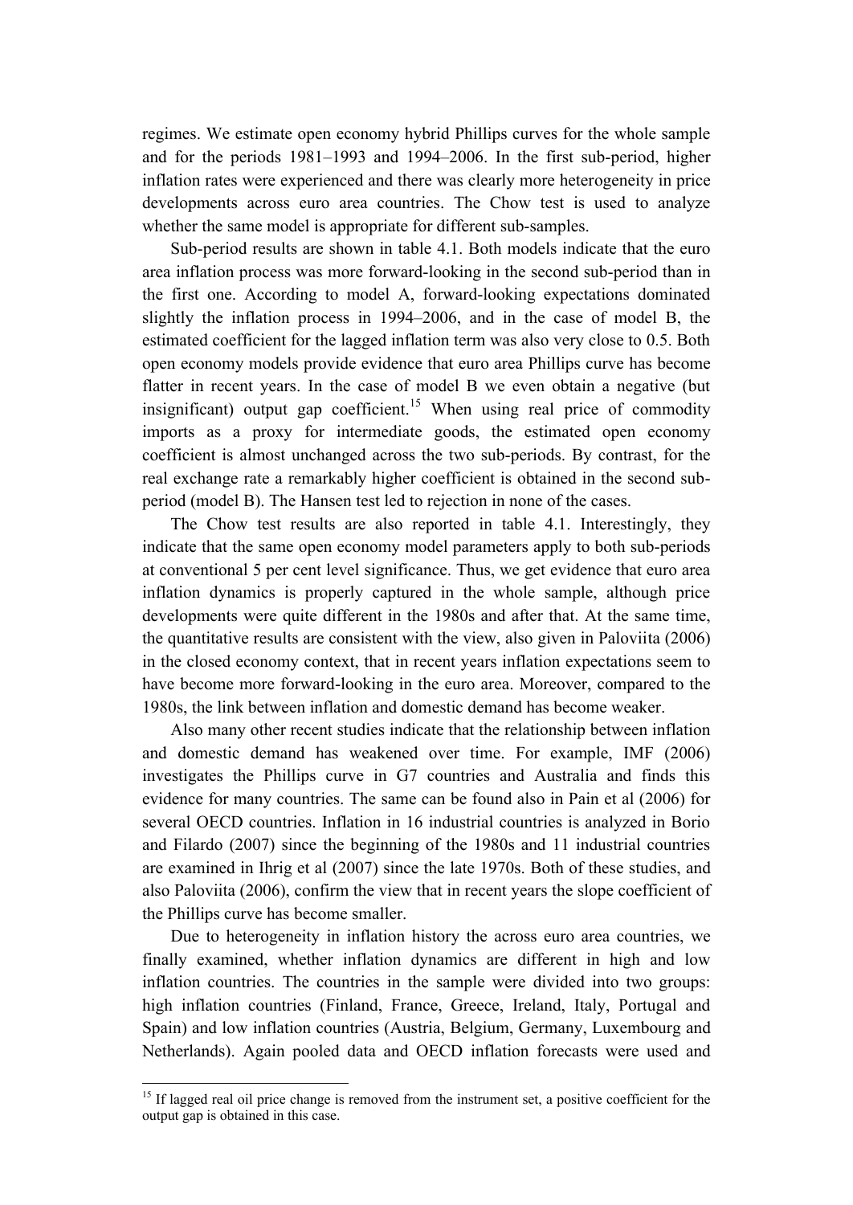regimes. We estimate open economy hybrid Phillips curves for the whole sample and for the periods 1981–1993 and 1994–2006. In the first sub-period, higher inflation rates were experienced and there was clearly more heterogeneity in price developments across euro area countries. The Chow test is used to analyze whether the same model is appropriate for different sub-samples.

Sub-period results are shown in table 4.1. Both models indicate that the euro area inflation process was more forward-looking in the second sub-period than in the first one. According to model A, forward-looking expectations dominated slightly the inflation process in 1994–2006, and in the case of model B, the estimated coefficient for the lagged inflation term was also very close to 0.5. Both open economy models provide evidence that euro area Phillips curve has become flatter in recent years. In the case of model B we even obtain a negative (but insignificant) output gap coefficient.[15] When using real price of commodity imports as a proxy for intermediate goods, the estimated open economy coefficient is almost unchanged across the two sub-periods. By contrast, for the real exchange rate a remarkably higher coefficient is obtained in the second sub-period (model B). The Hansen test led to rejection in none of the cases.

The Chow test results are also reported in table 4.1. Interestingly, they indicate that the same open economy model parameters apply to both sub-periods at conventional 5 per cent level significance. Thus, we get evidence that euro area inflation dynamics is properly captured in the whole sample, although price developments were quite different in the 1980s and after that. At the same time, the quantitative results are consistent with the view, also given in Paloviita (2006) in the closed economy context, that in recent years inflation expectations seem to have become more forward-looking in the euro area. Moreover, compared to the 1980s, the link between inflation and domestic demand has become weaker.

Also many other recent studies indicate that the relationship between inflation and domestic demand has weakened over time. For example, IMF (2006) investigates the Phillips curve in G7 countries and Australia and finds this evidence for many countries. The same can be found also in Pain et al (2006) for several OECD countries. Inflation in 16 industrial countries is analyzed in Borio and Filardo (2007) since the beginning of the 1980s and 11 industrial countries are examined in Ihrig et al (2007) since the late 1970s. Both of these studies, and also Paloviita (2006), confirm the view that in recent years the slope coefficient of the Phillips curve has become smaller.

Due to heterogeneity in inflation history the across euro area countries, we finally examined, whether inflation dynamics are different in high and low inflation countries. The countries in the sample were divided into two groups: high inflation countries (Finland, France, Greece, Ireland, Italy, Portugal and Spain) and low inflation countries (Austria, Belgium, Germany, Luxembourg and Netherlands). Again pooled data and OECD inflation forecasts were used and

---

[15] If lagged real oil price change is removed from the instrument set, a positive coefficient for the output gap is obtained in this case.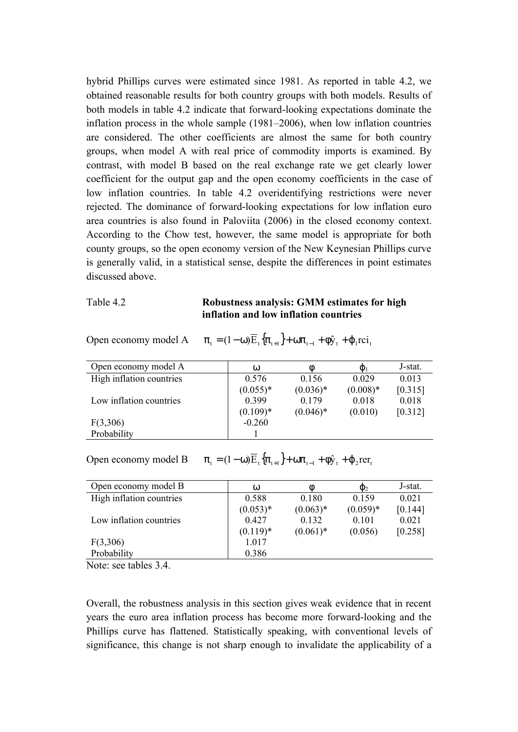hybrid Phillips curves were estimated since 1981. As reported in table 4.2, we obtained reasonable results for both country groups with both models. Results of both models in table 4.2 indicate that forward-looking expectations dominate the inflation process in the whole sample (1981–2006), when low inflation countries are considered. The other coefficients are almost the same for both country groups, when model A with real price of commodity imports is examined. By contrast, with model B based on the real exchange rate we get clearly lower coefficient for the output gap and the open economy coefficients in the case of low inflation countries. In table 4.2 overidentifying restrictions were never rejected. The dominance of forward-looking expectations for low inflation euro area countries is also found in Paloviita (2006) in the closed economy context. According to the Chow test, however, the same model is appropriate for both county groups, so the open economy version of the New Keynesian Phillips curve is generally valid, in a statistical sense, despite the differences in point estimates discussed above.

Table 4.2 **Robustness analysis: GMM estimates for high inflation and low inflation countries**

Open economy model A $\quad \pi_t = (1-\omega)\overline{E}_t\{\pi_{t+1}\} + \omega\pi_{t-1} + \phi\hat{y}_t + \varphi_1 rci_t$

| Open economy model A | $\omega$ | $\phi$ | $\varphi_1$ | J-stat. |
|---|---|---|---|---|
| High inflation countries | 0.576 | 0.156 | 0.029 | 0.013 |
| | (0.055)* | (0.036)* | (0.008)* | [0.315] |
| Low inflation countries | 0.399 | 0.179 | 0.018 | 0.018 |
| | (0.109)* | (0.046)* | (0.010) | [0.312] |
| F(3,306) | -0.260 | | | |
| Probability | 1 | | | |

Open economy model B $\quad \pi_t = (1-\omega)\overline{E}_t\{\pi_{t+1}\} + \omega\pi_{t-1} + \phi\hat{y}_t + \varphi_2 rer_t$

| Open economy model B | $\omega$ | $\phi$ | $\varphi_2$ | J-stat. |
|---|---|---|---|---|
| High inflation countries | 0.588 | 0.180 | 0.159 | 0.021 |
| | (0.053)* | (0.063)* | (0.059)* | [0.144] |
| Low inflation countries | 0.427 | 0.132 | 0.101 | 0.021 |
| | (0.119)* | (0.061)* | (0.056) | [0.258] |
| F(3,306) | 1.017 | | | |
| Probability | 0.386 | | | |

Note: see tables 3.4.

Overall, the robustness analysis in this section gives weak evidence that in recent years the euro area inflation process has become more forward-looking and the Phillips curve has flattened. Statistically speaking, with conventional levels of significance, this change is not sharp enough to invalidate the applicability of a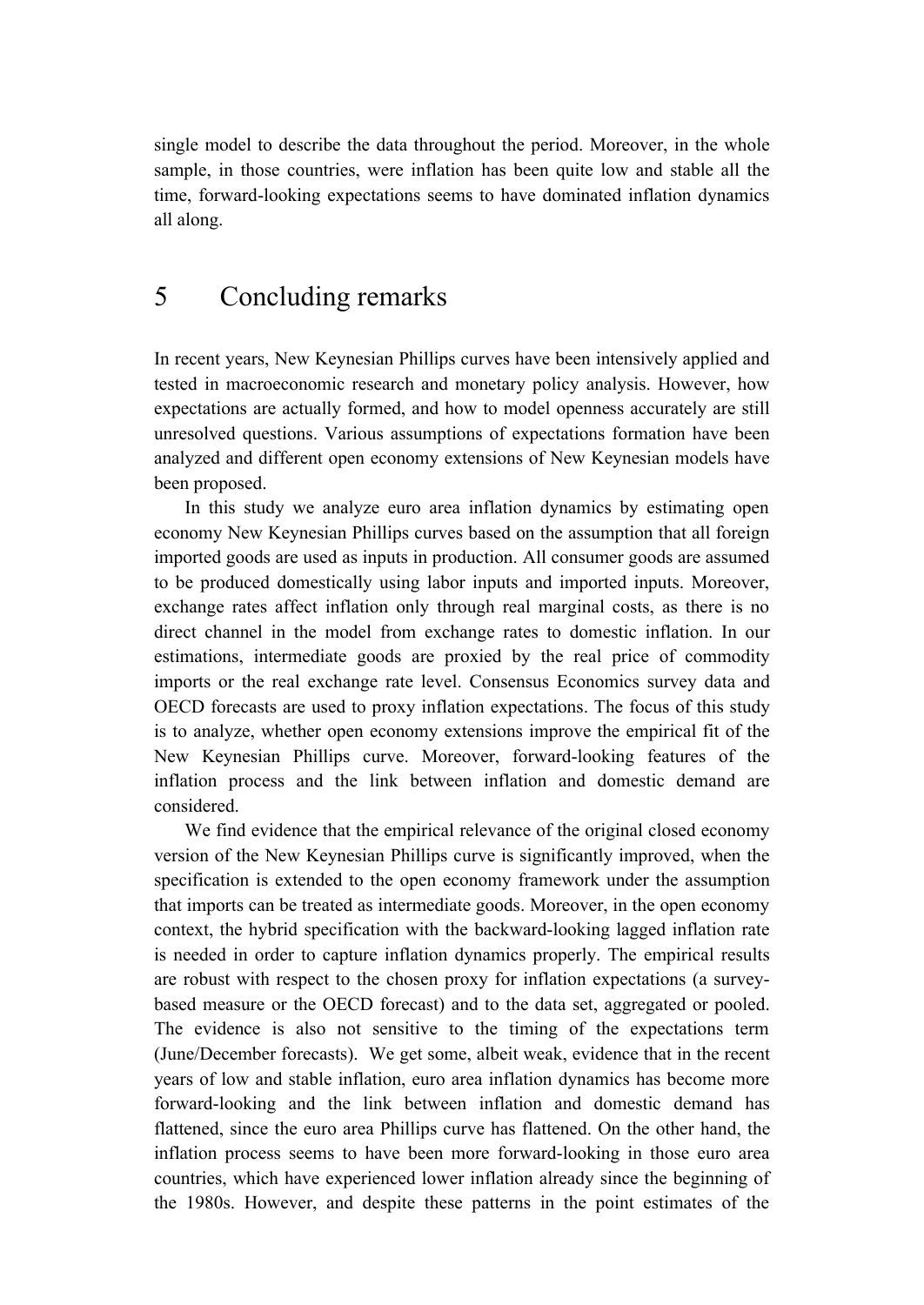single model to describe the data throughout the period. Moreover, in the whole sample, in those countries, were inflation has been quite low and stable all the time, forward-looking expectations seems to have dominated inflation dynamics all along.

# 5 Concluding remarks

In recent years, New Keynesian Phillips curves have been intensively applied and tested in macroeconomic research and monetary policy analysis. However, how expectations are actually formed, and how to model openness accurately are still unresolved questions. Various assumptions of expectations formation have been analyzed and different open economy extensions of New Keynesian models have been proposed.

In this study we analyze euro area inflation dynamics by estimating open economy New Keynesian Phillips curves based on the assumption that all foreign imported goods are used as inputs in production. All consumer goods are assumed to be produced domestically using labor inputs and imported inputs. Moreover, exchange rates affect inflation only through real marginal costs, as there is no direct channel in the model from exchange rates to domestic inflation. In our estimations, intermediate goods are proxied by the real price of commodity imports or the real exchange rate level. Consensus Economics survey data and OECD forecasts are used to proxy inflation expectations. The focus of this study is to analyze, whether open economy extensions improve the empirical fit of the New Keynesian Phillips curve. Moreover, forward-looking features of the inflation process and the link between inflation and domestic demand are considered.

We find evidence that the empirical relevance of the original closed economy version of the New Keynesian Phillips curve is significantly improved, when the specification is extended to the open economy framework under the assumption that imports can be treated as intermediate goods. Moreover, in the open economy context, the hybrid specification with the backward-looking lagged inflation rate is needed in order to capture inflation dynamics properly. The empirical results are robust with respect to the chosen proxy for inflation expectations (a survey-based measure or the OECD forecast) and to the data set, aggregated or pooled. The evidence is also not sensitive to the timing of the expectations term (June/December forecasts). We get some, albeit weak, evidence that in the recent years of low and stable inflation, euro area inflation dynamics has become more forward-looking and the link between inflation and domestic demand has flattened, since the euro area Phillips curve has flattened. On the other hand, the inflation process seems to have been more forward-looking in those euro area countries, which have experienced lower inflation already since the beginning of the 1980s. However, and despite these patterns in the point estimates of the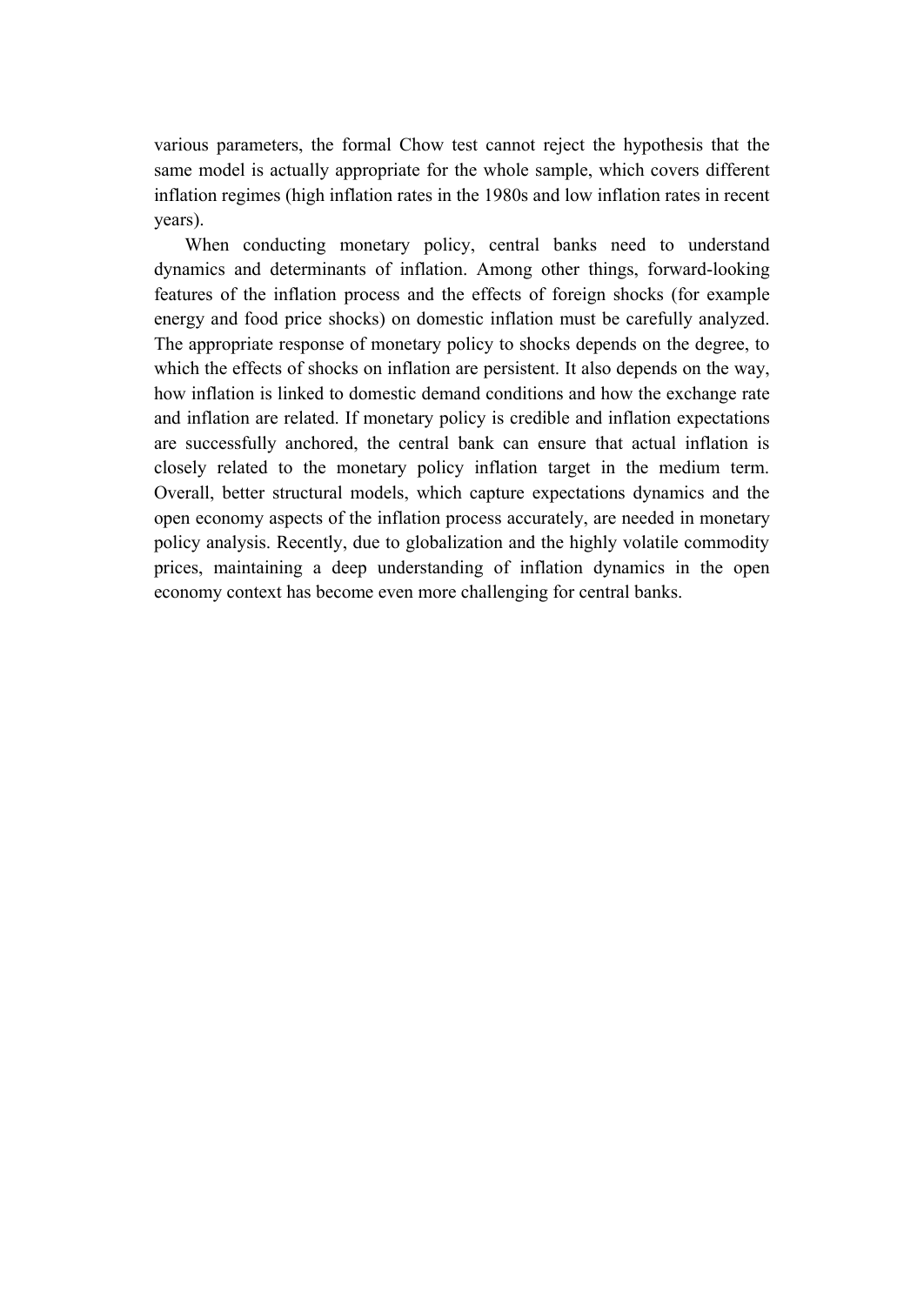various parameters, the formal Chow test cannot reject the hypothesis that the same model is actually appropriate for the whole sample, which covers different inflation regimes (high inflation rates in the 1980s and low inflation rates in recent years).

When conducting monetary policy, central banks need to understand dynamics and determinants of inflation. Among other things, forward-looking features of the inflation process and the effects of foreign shocks (for example energy and food price shocks) on domestic inflation must be carefully analyzed. The appropriate response of monetary policy to shocks depends on the degree, to which the effects of shocks on inflation are persistent. It also depends on the way, how inflation is linked to domestic demand conditions and how the exchange rate and inflation are related. If monetary policy is credible and inflation expectations are successfully anchored, the central bank can ensure that actual inflation is closely related to the monetary policy inflation target in the medium term. Overall, better structural models, which capture expectations dynamics and the open economy aspects of the inflation process accurately, are needed in monetary policy analysis. Recently, due to globalization and the highly volatile commodity prices, maintaining a deep understanding of inflation dynamics in the open economy context has become even more challenging for central banks.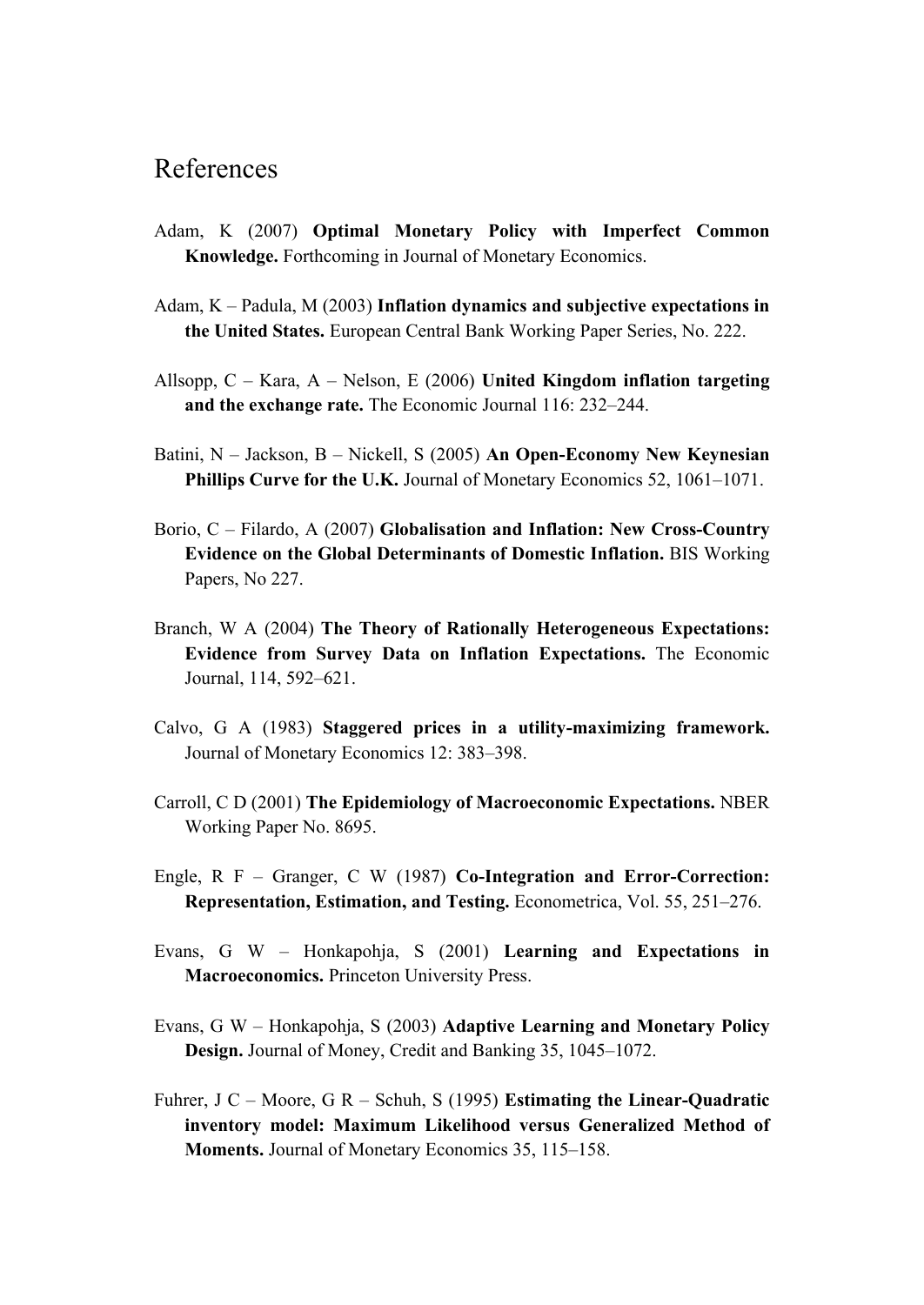# References

Adam, K (2007) **Optimal Monetary Policy with Imperfect Common Knowledge.** Forthcoming in Journal of Monetary Economics.

Adam, K – Padula, M (2003) **Inflation dynamics and subjective expectations in the United States.** European Central Bank Working Paper Series, No. 222.

Allsopp, C – Kara, A – Nelson, E (2006) **United Kingdom inflation targeting and the exchange rate.** The Economic Journal 116: 232–244.

Batini, N – Jackson, B – Nickell, S (2005) **An Open-Economy New Keynesian Phillips Curve for the U.K.** Journal of Monetary Economics 52, 1061–1071.

Borio, C – Filardo, A (2007) **Globalisation and Inflation: New Cross-Country Evidence on the Global Determinants of Domestic Inflation.** BIS Working Papers, No 227.

Branch, W A (2004) **The Theory of Rationally Heterogeneous Expectations: Evidence from Survey Data on Inflation Expectations.** The Economic Journal, 114, 592–621.

Calvo, G A (1983) **Staggered prices in a utility-maximizing framework.** Journal of Monetary Economics 12: 383–398.

Carroll, C D (2001) **The Epidemiology of Macroeconomic Expectations.** NBER Working Paper No. 8695.

Engle, R F – Granger, C W (1987) **Co-Integration and Error-Correction: Representation, Estimation, and Testing.** Econometrica, Vol. 55, 251–276.

Evans, G W – Honkapohja, S (2001) **Learning and Expectations in Macroeconomics.** Princeton University Press.

Evans, G W – Honkapohja, S (2003) **Adaptive Learning and Monetary Policy Design.** Journal of Money, Credit and Banking 35, 1045–1072.

Fuhrer, J C – Moore, G R – Schuh, S (1995) **Estimating the Linear-Quadratic inventory model: Maximum Likelihood versus Generalized Method of Moments.** Journal of Monetary Economics 35, 115–158.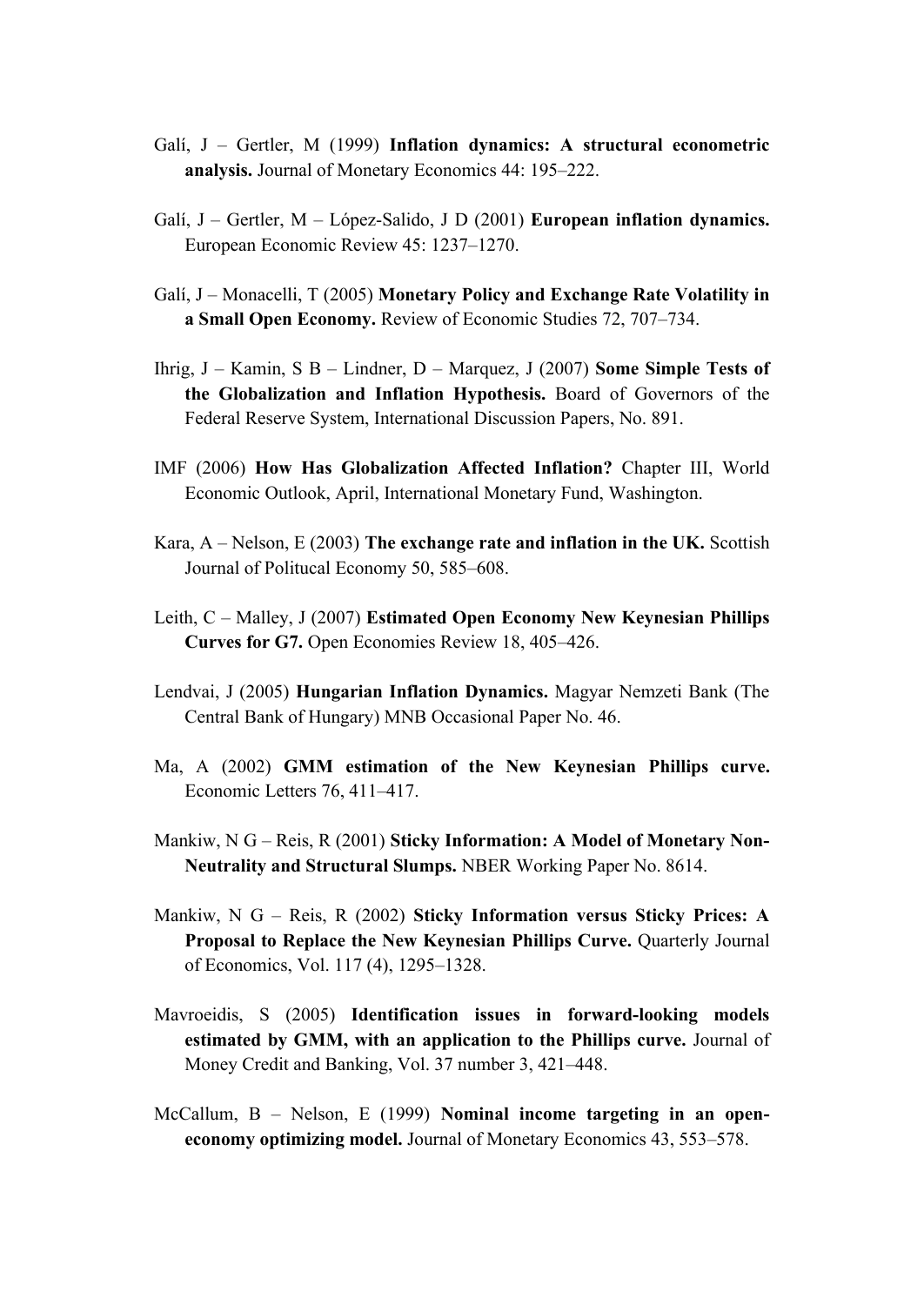Galí, J – Gertler, M (1999) **Inflation dynamics: A structural econometric analysis.** Journal of Monetary Economics 44: 195–222.

Galí, J – Gertler, M – López-Salido, J D (2001) **European inflation dynamics.** European Economic Review 45: 1237–1270.

Galí, J – Monacelli, T (2005) **Monetary Policy and Exchange Rate Volatility in a Small Open Economy.** Review of Economic Studies 72, 707–734.

Ihrig, J – Kamin, S B – Lindner, D – Marquez, J (2007) **Some Simple Tests of the Globalization and Inflation Hypothesis.** Board of Governors of the Federal Reserve System, International Discussion Papers, No. 891.

IMF (2006) **How Has Globalization Affected Inflation?** Chapter III, World Economic Outlook, April, International Monetary Fund, Washington.

Kara, A – Nelson, E (2003) **The exchange rate and inflation in the UK.** Scottish Journal of Political Economy 50, 585–608.

Leith, C – Malley, J (2007) **Estimated Open Economy New Keynesian Phillips Curves for G7.** Open Economies Review 18, 405–426.

Lendvai, J (2005) **Hungarian Inflation Dynamics.** Magyar Nemzeti Bank (The Central Bank of Hungary) MNB Occasional Paper No. 46.

Ma, A (2002) **GMM estimation of the New Keynesian Phillips curve.** Economic Letters 76, 411–417.

Mankiw, N G – Reis, R (2001) **Sticky Information: A Model of Monetary Non-Neutrality and Structural Slumps.** NBER Working Paper No. 8614.

Mankiw, N G – Reis, R (2002) **Sticky Information versus Sticky Prices: A Proposal to Replace the New Keynesian Phillips Curve.** Quarterly Journal of Economics, Vol. 117 (4), 1295–1328.

Mavroeidis, S (2005) **Identification issues in forward-looking models estimated by GMM, with an application to the Phillips curve.** Journal of Money Credit and Banking, Vol. 37 number 3, 421–448.

McCallum, B – Nelson, E (1999) **Nominal income targeting in an open-economy optimizing model.** Journal of Monetary Economics 43, 553–578.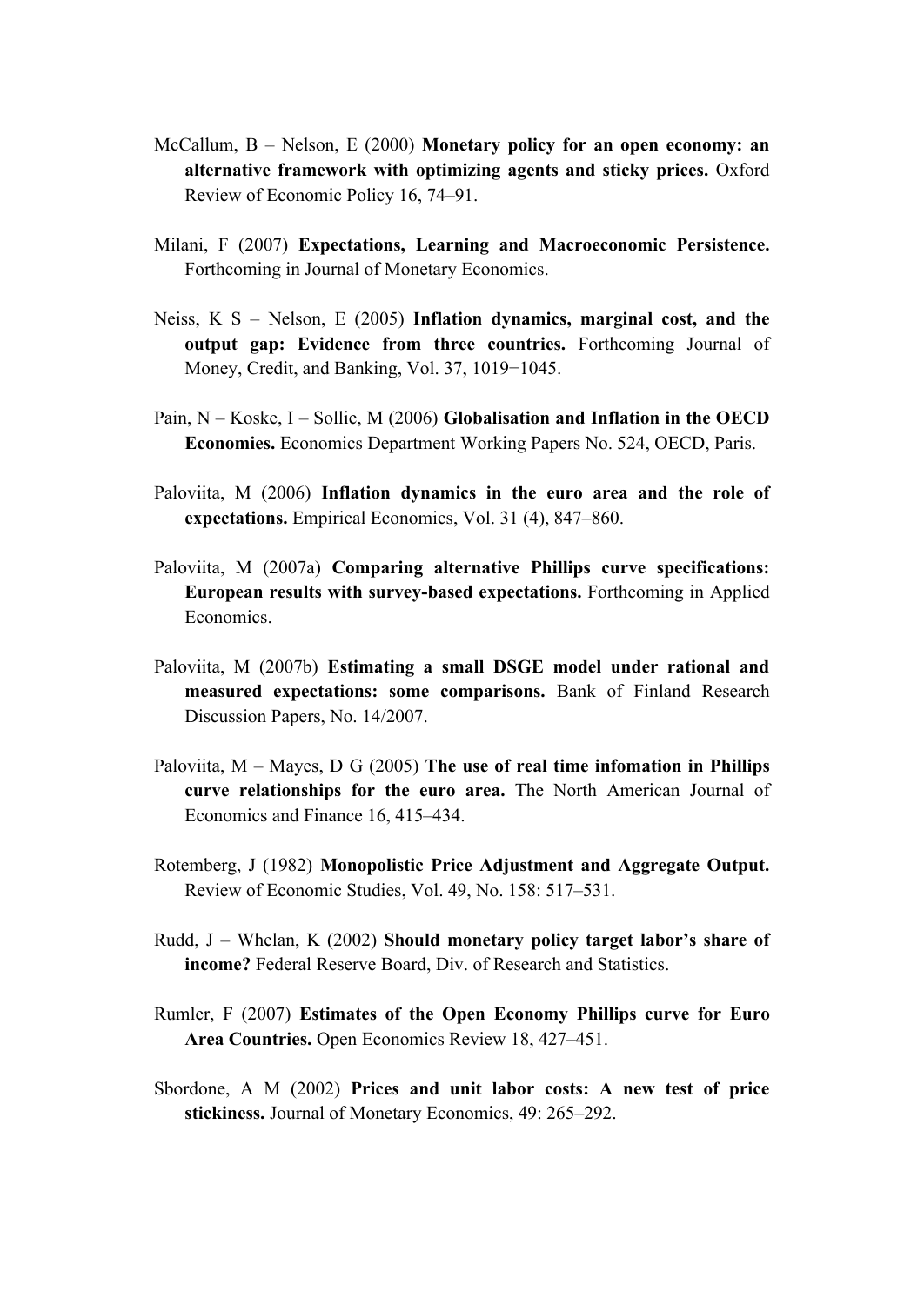McCallum, B – Nelson, E (2000) **Monetary policy for an open economy: an alternative framework with optimizing agents and sticky prices.** Oxford Review of Economic Policy 16, 74–91.

Milani, F (2007) **Expectations, Learning and Macroeconomic Persistence.** Forthcoming in Journal of Monetary Economics.

Neiss, K S – Nelson, E (2005) **Inflation dynamics, marginal cost, and the output gap: Evidence from three countries.** Forthcoming Journal of Money, Credit, and Banking, Vol. 37, 1019−1045.

Pain, N – Koske, I – Sollie, M (2006) **Globalisation and Inflation in the OECD Economies.** Economics Department Working Papers No. 524, OECD, Paris.

Paloviita, M (2006) **Inflation dynamics in the euro area and the role of expectations.** Empirical Economics, Vol. 31 (4), 847–860.

Paloviita, M (2007a) **Comparing alternative Phillips curve specifications: European results with survey-based expectations.** Forthcoming in Applied Economics.

Paloviita, M (2007b) **Estimating a small DSGE model under rational and measured expectations: some comparisons.** Bank of Finland Research Discussion Papers, No. 14/2007.

Paloviita, M – Mayes, D G (2005) **The use of real time infomation in Phillips curve relationships for the euro area.** The North American Journal of Economics and Finance 16, 415–434.

Rotemberg, J (1982) **Monopolistic Price Adjustment and Aggregate Output.** Review of Economic Studies, Vol. 49, No. 158: 517–531.

Rudd, J – Whelan, K (2002) **Should monetary policy target labor's share of income?** Federal Reserve Board, Div. of Research and Statistics.

Rumler, F (2007) **Estimates of the Open Economy Phillips curve for Euro Area Countries.** Open Economics Review 18, 427–451.

Sbordone, A M (2002) **Prices and unit labor costs: A new test of price stickiness.** Journal of Monetary Economics, 49: 265–292.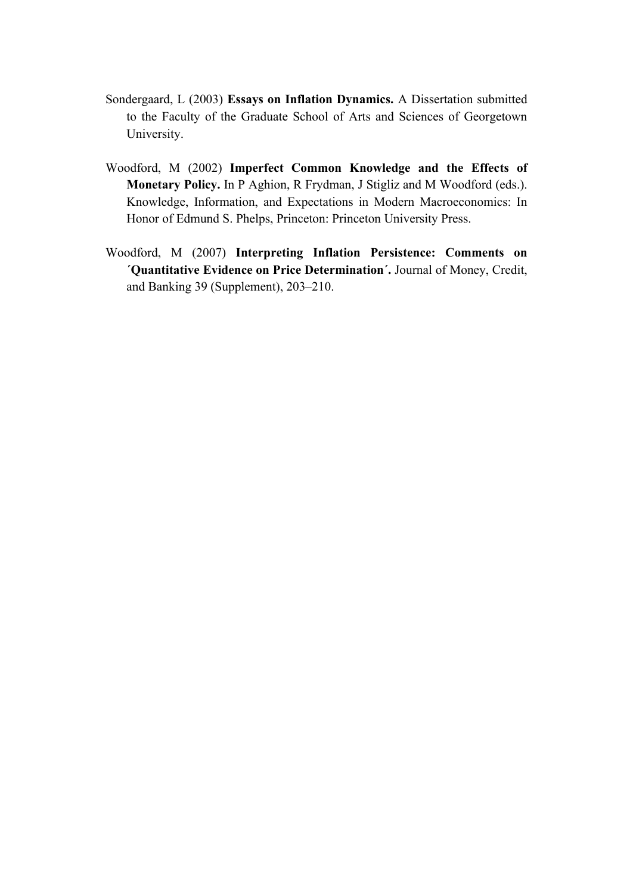Sondergaard, L (2003) **Essays on Inflation Dynamics.** A Dissertation submitted to the Faculty of the Graduate School of Arts and Sciences of Georgetown University.

Woodford, M (2002) **Imperfect Common Knowledge and the Effects of Monetary Policy.** In P Aghion, R Frydman, J Stigliz and M Woodford (eds.). Knowledge, Information, and Expectations in Modern Macroeconomics: In Honor of Edmund S. Phelps, Princeton: Princeton University Press.

Woodford, M (2007) **Interpreting Inflation Persistence: Comments on ´Quantitative Evidence on Price Determination´.** Journal of Money, Credit, and Banking 39 (Supplement), 203–210.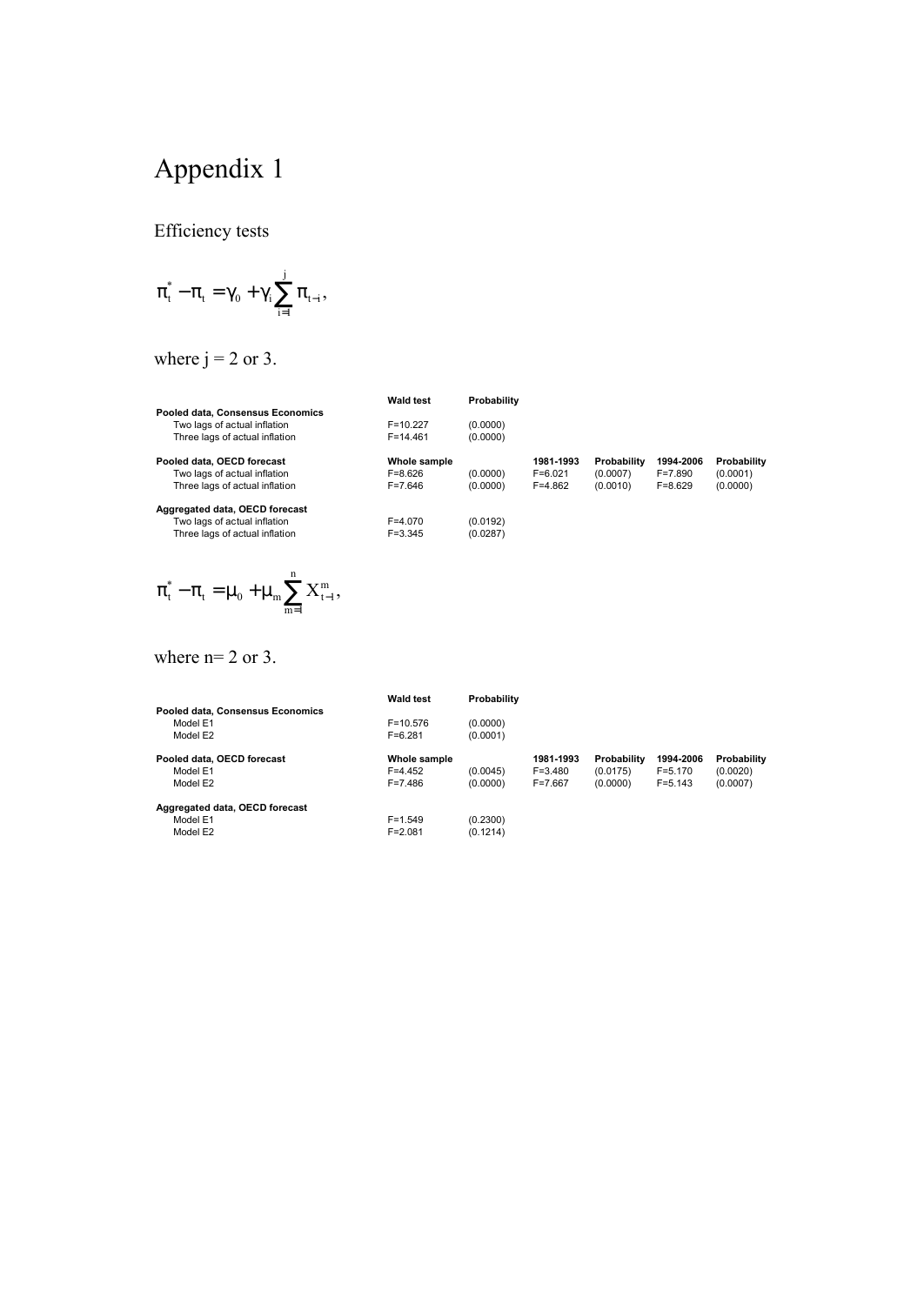# Appendix 1

Efficiency tests

$$\pi_t^* - \pi_t = \gamma_0 + \gamma_i \sum_{i=1}^{j} \pi_{t-i},$$

where j = 2 or 3.

| | Wald test | Probability | | | | |
|---|---|---|---|---|---|---|
| **Pooled data, Consensus Economics** | | | | | | |
| Two lags of actual inflation | F=10.227 | (0.0000) | | | | |
| Three lags of actual inflation | F=14.461 | (0.0000) | | | | |
| **Pooled data, OECD forecast** | **Whole sample** | | **1981-1993** | **Probability** | **1994-2006** | **Probability** |
| Two lags of actual inflation | F=8.626 | (0.0000) | F=6.021 | (0.0007) | F=7.890 | (0.0001) |
| Three lags of actual inflation | F=7.646 | (0.0000) | F=4.862 | (0.0010) | F=8.629 | (0.0000) |
| **Aggregated data, OECD forecast** | | | | | | |
| Two lags of actual inflation | F=4.070 | (0.0192) | | | | |
| Three lags of actual inflation | F=3.345 | (0.0287) | | | | |

$$\pi_t^* - \pi_t = \mu_0 + \mu_m \sum_{m=1}^{n} X_{t-1}^{m},$$

where n= 2 or 3.

| | Wald test | Probability | | | | |
|---|---|---|---|---|---|---|
| **Pooled data, Consensus Economics** | | | | | | |
| Model E1 | F=10.576 | (0.0000) | | | | |
| Model E2 | F=6.281 | (0.0001) | | | | |
| **Pooled data, OECD forecast** | **Whole sample** | | **1981-1993** | **Probability** | **1994-2006** | **Probability** |
| Model E1 | F=4.452 | (0.0045) | F=3.480 | (0.0175) | F=5.170 | (0.0020) |
| Model E2 | F=7.486 | (0.0000) | F=7.667 | (0.0000) | F=5.143 | (0.0007) |
| **Aggregated data, OECD forecast** | | | | | | |
| Model E1 | F=1.549 | (0.2300) | | | | |
| Model E2 | F=2.081 | (0.1214) | | | | |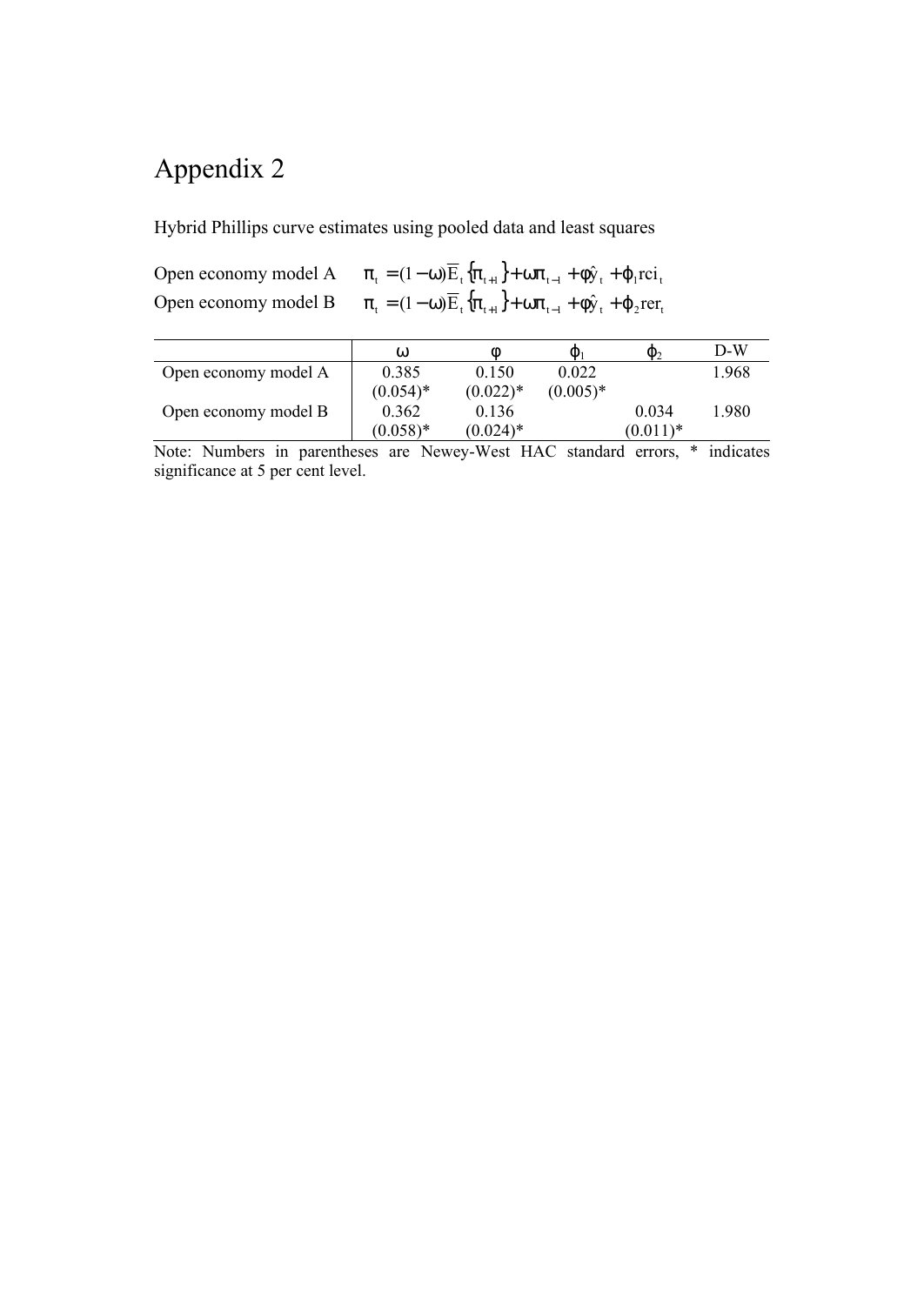# Appendix 2

Hybrid Phillips curve estimates using pooled data and least squares

Open economy model A $\pi_t = (1-\omega)\overline{E}_t\{\pi_{t+1}\} + \omega\pi_{t-1} + \phi\hat{y}_t + \varphi_1 rci_t$

Open economy model B $\pi_t = (1-\omega)\overline{E}_t\{\pi_{t+1}\} + \omega\pi_{t-1} + \phi\hat{y}_t + \varphi_2 rer_t$

| | $\omega$ | $\phi$ | $\varphi_1$ | $\varphi_2$ | D-W |
|---|---|---|---|---|---|
| Open economy model A | 0.385 | 0.150 | 0.022 | | 1.968 |
| | (0.054)* | (0.022)* | (0.005)* | | |
| Open economy model B | 0.362 | 0.136 | | 0.034 | 1.980 |
| | (0.058)* | (0.024)* | | (0.011)* | |

Note: Numbers in parentheses are Newey-West HAC standard errors, * indicates significance at 5 per cent level.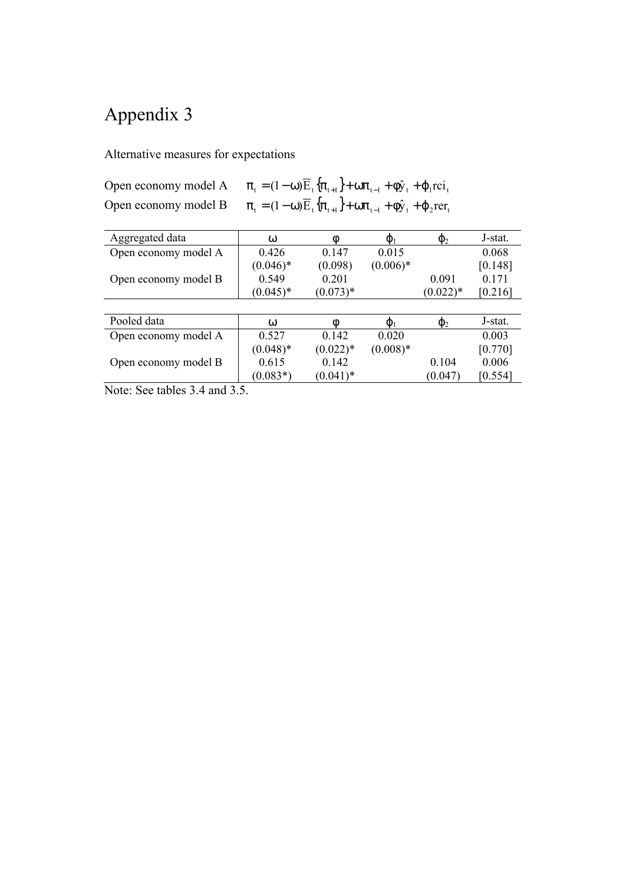# Appendix 3

Alternative measures for expectations

Open economy model A $\pi_t = (1-\omega)\overline{E}_t\{\pi_{t+1}\} + \omega\pi_{t-1} + \varphi\hat{y}_t + \phi_1 rci_t$

Open economy model B $\pi_t = (1-\omega)\overline{E}_t\{\pi_{t+1}\} + \omega\pi_{t-1} + \varphi\hat{y}_t + \phi_2 rer_t$

| Aggregated data | $\omega$ | $\varphi$ | $\phi_1$ | $\phi_2$ | J-stat. |
|---|---|---|---|---|---|
| Open economy model A | 0.426 | 0.147 | 0.015 | | 0.068 |
| | (0.046)* | (0.098) | (0.006)* | | [0.148] |
| Open economy model B | 0.549 | 0.201 | | 0.091 | 0.171 |
| | (0.045)* | (0.073)* | | (0.022)* | [0.216] |

| Pooled data | $\omega$ | $\varphi$ | $\phi_1$ | $\phi_2$ | J-stat. |
|---|---|---|---|---|---|
| Open economy model A | 0.527 | 0.142 | 0.020 | | 0.003 |
| | (0.048)* | (0.022)* | (0.008)* | | [0.770] |
| Open economy model B | 0.615 | 0.142 | | 0.104 | 0.006 |
| | (0.083*) | (0.041)* | | (0.047) | [0.554] |

Note: See tables 3.4 and 3.5.